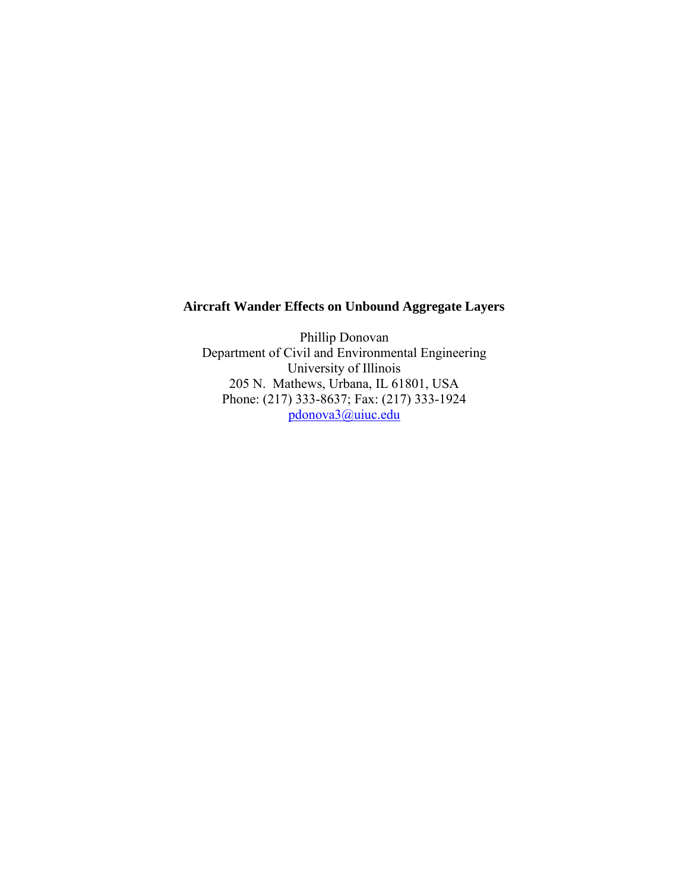# Aircraft Wander Effects on Unbound Aggregate Layers

Phillip Donovan
Department of Civil and Environmental Engineering
University of Illinois
205 N. Mathews, Urbana, IL 61801, USA
Phone: (217) 333-8637; Fax: (217) 333-1924
pdonova3@uiuc.edu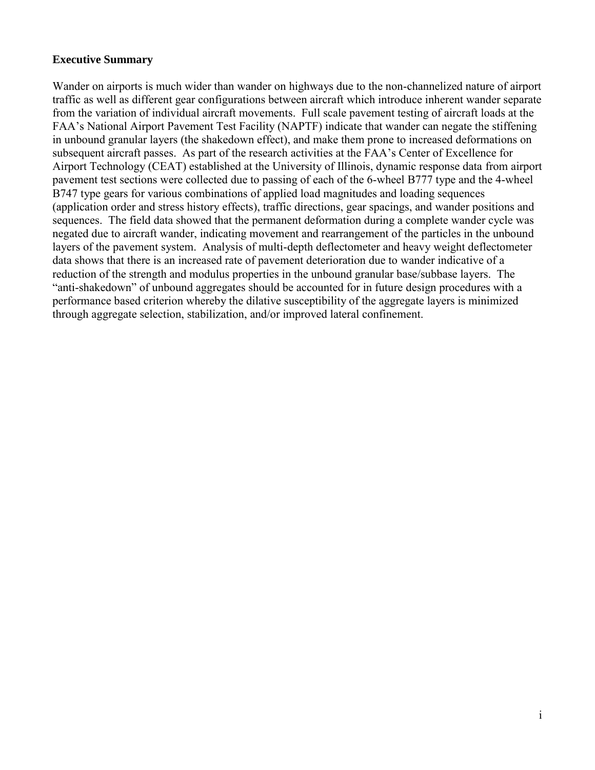**Executive Summary**

Wander on airports is much wider than wander on highways due to the non-channelized nature of airport traffic as well as different gear configurations between aircraft which introduce inherent wander separate from the variation of individual aircraft movements. Full scale pavement testing of aircraft loads at the FAA's National Airport Pavement Test Facility (NAPTF) indicate that wander can negate the stiffening in unbound granular layers (the shakedown effect), and make them prone to increased deformations on subsequent aircraft passes. As part of the research activities at the FAA's Center of Excellence for Airport Technology (CEAT) established at the University of Illinois, dynamic response data from airport pavement test sections were collected due to passing of each of the 6-wheel B777 type and the 4-wheel B747 type gears for various combinations of applied load magnitudes and loading sequences (application order and stress history effects), traffic directions, gear spacings, and wander positions and sequences. The field data showed that the permanent deformation during a complete wander cycle was negated due to aircraft wander, indicating movement and rearrangement of the particles in the unbound layers of the pavement system. Analysis of multi-depth deflectometer and heavy weight deflectometer data shows that there is an increased rate of pavement deterioration due to wander indicative of a reduction of the strength and modulus properties in the unbound granular base/subbase layers. The "anti-shakedown" of unbound aggregates should be accounted for in future design procedures with a performance based criterion whereby the dilative susceptibility of the aggregate layers is minimized through aggregate selection, stabilization, and/or improved lateral confinement.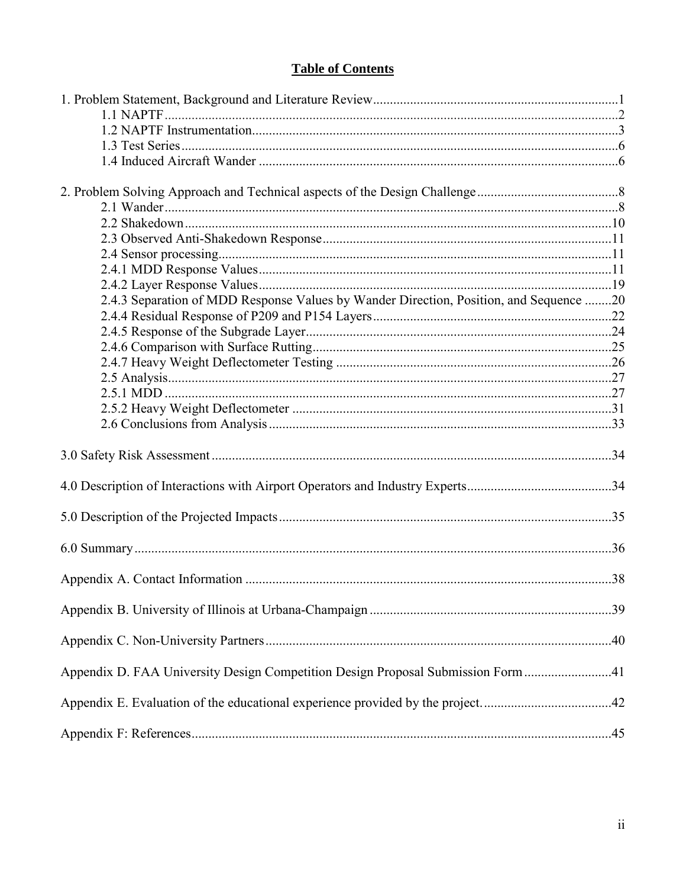# Table of Contents

1. Problem Statement, Background and Literature Review........................................................................1
    - 1.1 NAPTF.......................................................................................................................2
    - 1.2 NAPTF Instrumentation.............................................................................................3
    - 1.3 Test Series..................................................................................................................6
    - 1.4 Induced Aircraft Wander ...........................................................................................6

2. Problem Solving Approach and Technical aspects of the Design Challenge..........................................8
    - 2.1 Wander.......................................................................................................................8
    - 2.2 Shakedown...............................................................................................................10
    - 2.3 Observed Anti-Shakedown Response.....................................................................11
    - 2.4 Sensor processing.....................................................................................................11
    - 2.4.1 MDD Response Values.........................................................................................11
    - 2.4.2 Layer Response Values.........................................................................................19
    - 2.4.3 Separation of MDD Response Values by Wander Direction, Position, and Sequence ........20
    - 2.4.4 Residual Response of P209 and P154 Layers.......................................................22
    - 2.4.5 Response of the Subgrade Layer...........................................................................24
    - 2.4.6 Comparison with Surface Rutting.........................................................................25
    - 2.4.7 Heavy Weight Deflectometer Testing ..................................................................26
    - 2.5 Analysis....................................................................................................................27
    - 2.5.1 MDD .....................................................................................................................27
    - 2.5.2 Heavy Weight Deflectometer ...............................................................................31
    - 2.6 Conclusions from Analysis......................................................................................33

3.0 Safety Risk Assessment.......................................................................................................................34

4.0 Description of Interactions with Airport Operators and Industry Experts...........................................34

5.0 Description of the Projected Impacts...................................................................................................35

6.0 Summary...............................................................................................................................................36

Appendix A. Contact Information ............................................................................................................38

Appendix B. University of Illinois at Urbana-Champaign ........................................................................39

Appendix C. Non-University Partners.......................................................................................................40

Appendix D. FAA University Design Competition Design Proposal Submission Form..........................41

Appendix E. Evaluation of the educational experience provided by the project.......................................42

Appendix F: References.............................................................................................................................45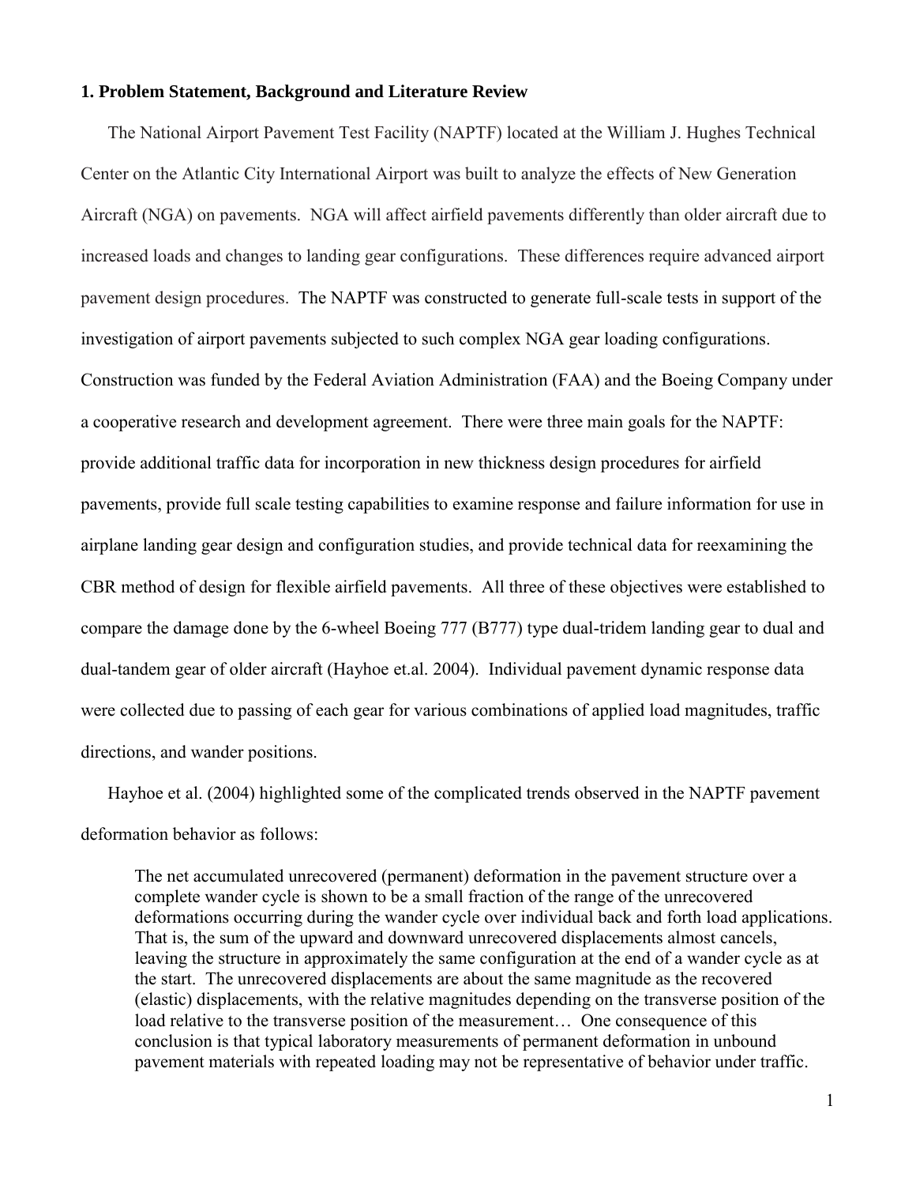## 1. Problem Statement, Background and Literature Review

The National Airport Pavement Test Facility (NAPTF) located at the William J. Hughes Technical Center on the Atlantic City International Airport was built to analyze the effects of New Generation Aircraft (NGA) on pavements. NGA will affect airfield pavements differently than older aircraft due to increased loads and changes to landing gear configurations. These differences require advanced airport pavement design procedures. The NAPTF was constructed to generate full-scale tests in support of the investigation of airport pavements subjected to such complex NGA gear loading configurations. Construction was funded by the Federal Aviation Administration (FAA) and the Boeing Company under a cooperative research and development agreement. There were three main goals for the NAPTF: provide additional traffic data for incorporation in new thickness design procedures for airfield pavements, provide full scale testing capabilities to examine response and failure information for use in airplane landing gear design and configuration studies, and provide technical data for reexamining the CBR method of design for flexible airfield pavements. All three of these objectives were established to compare the damage done by the 6-wheel Boeing 777 (B777) type dual-tridem landing gear to dual and dual-tandem gear of older aircraft (Hayhoe et.al. 2004). Individual pavement dynamic response data were collected due to passing of each gear for various combinations of applied load magnitudes, traffic directions, and wander positions.

Hayhoe et al. (2004) highlighted some of the complicated trends observed in the NAPTF pavement deformation behavior as follows:

> The net accumulated unrecovered (permanent) deformation in the pavement structure over a complete wander cycle is shown to be a small fraction of the range of the unrecovered deformations occurring during the wander cycle over individual back and forth load applications. That is, the sum of the upward and downward unrecovered displacements almost cancels, leaving the structure in approximately the same configuration at the end of a wander cycle as at the start. The unrecovered displacements are about the same magnitude as the recovered (elastic) displacements, with the relative magnitudes depending on the transverse position of the load relative to the transverse position of the measurement… One consequence of this conclusion is that typical laboratory measurements of permanent deformation in unbound pavement materials with repeated loading may not be representative of behavior under traffic.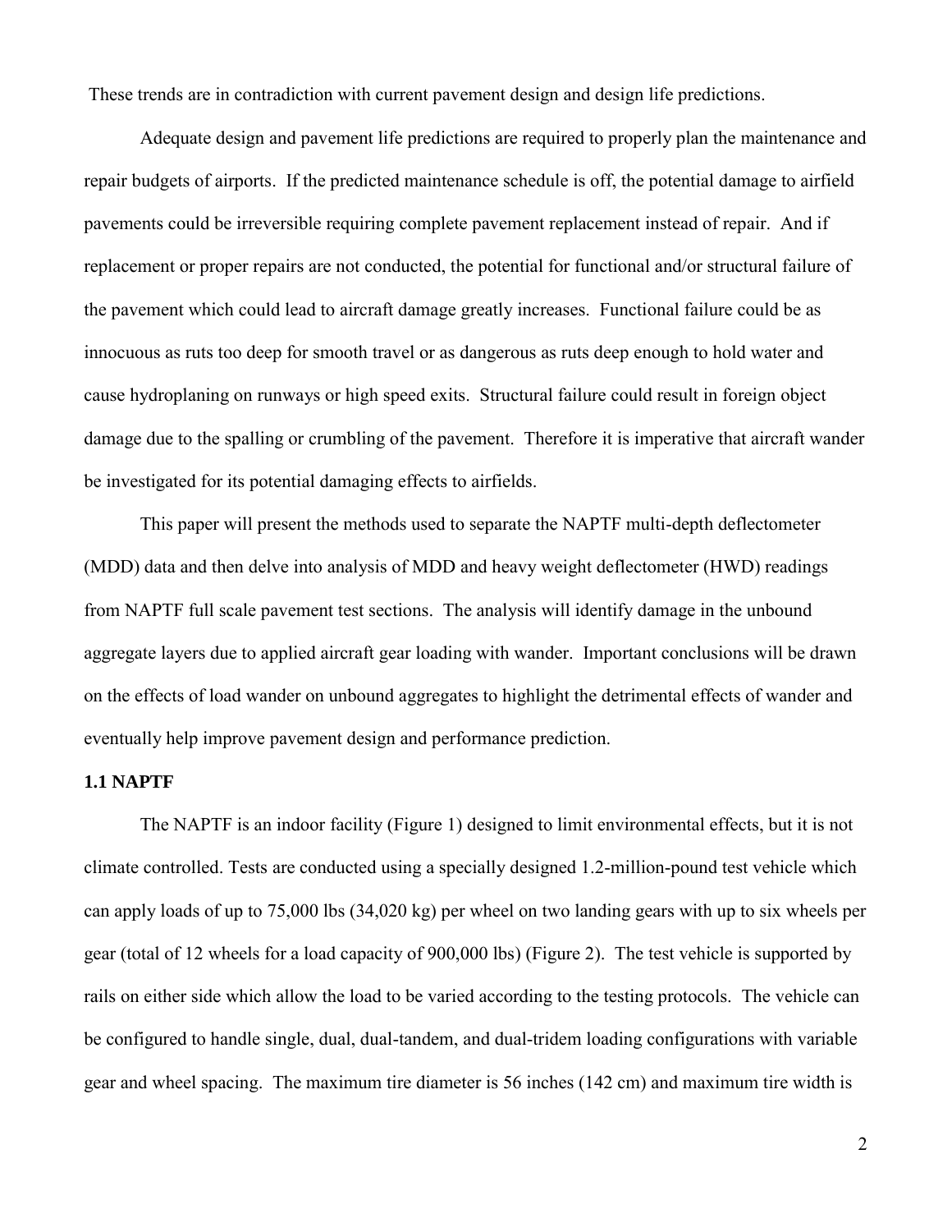These trends are in contradiction with current pavement design and design life predictions.

Adequate design and pavement life predictions are required to properly plan the maintenance and repair budgets of airports. If the predicted maintenance schedule is off, the potential damage to airfield pavements could be irreversible requiring complete pavement replacement instead of repair. And if replacement or proper repairs are not conducted, the potential for functional and/or structural failure of the pavement which could lead to aircraft damage greatly increases. Functional failure could be as innocuous as ruts too deep for smooth travel or as dangerous as ruts deep enough to hold water and cause hydroplaning on runways or high speed exits. Structural failure could result in foreign object damage due to the spalling or crumbling of the pavement. Therefore it is imperative that aircraft wander be investigated for its potential damaging effects to airfields.

This paper will present the methods used to separate the NAPTF multi-depth deflectometer (MDD) data and then delve into analysis of MDD and heavy weight deflectometer (HWD) readings from NAPTF full scale pavement test sections. The analysis will identify damage in the unbound aggregate layers due to applied aircraft gear loading with wander. Important conclusions will be drawn on the effects of load wander on unbound aggregates to highlight the detrimental effects of wander and eventually help improve pavement design and performance prediction.

### 1.1 NAPTF

The NAPTF is an indoor facility (Figure 1) designed to limit environmental effects, but it is not climate controlled. Tests are conducted using a specially designed 1.2-million-pound test vehicle which can apply loads of up to 75,000 lbs (34,020 kg) per wheel on two landing gears with up to six wheels per gear (total of 12 wheels for a load capacity of 900,000 lbs) (Figure 2). The test vehicle is supported by rails on either side which allow the load to be varied according to the testing protocols. The vehicle can be configured to handle single, dual, dual-tandem, and dual-tridem loading configurations with variable gear and wheel spacing. The maximum tire diameter is 56 inches (142 cm) and maximum tire width is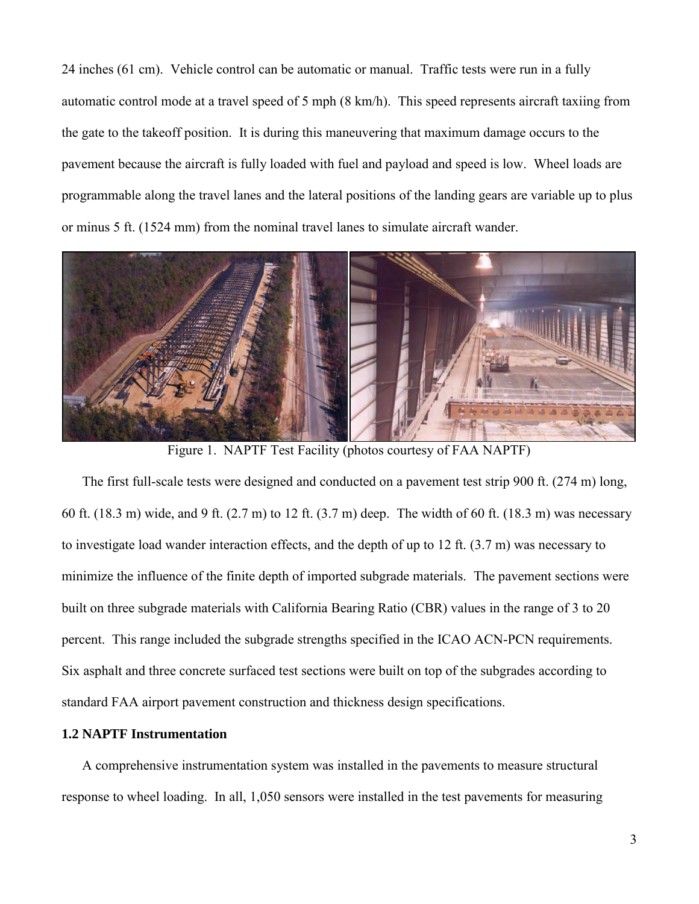24 inches (61 cm). Vehicle control can be automatic or manual. Traffic tests were run in a fully automatic control mode at a travel speed of 5 mph (8 km/h). This speed represents aircraft taxiing from the gate to the takeoff position. It is during this maneuvering that maximum damage occurs to the pavement because the aircraft is fully loaded with fuel and payload and speed is low. Wheel loads are programmable along the travel lanes and the lateral positions of the landing gears are variable up to plus or minus 5 ft. (1524 mm) from the nominal travel lanes to simulate aircraft wander.

Figure 1. NAPTF Test Facility (photos courtesy of FAA NAPTF)

The first full-scale tests were designed and conducted on a pavement test strip 900 ft. (274 m) long, 60 ft. (18.3 m) wide, and 9 ft. (2.7 m) to 12 ft. (3.7 m) deep. The width of 60 ft. (18.3 m) was necessary to investigate load wander interaction effects, and the depth of up to 12 ft. (3.7 m) was necessary to minimize the influence of the finite depth of imported subgrade materials. The pavement sections were built on three subgrade materials with California Bearing Ratio (CBR) values in the range of 3 to 20 percent. This range included the subgrade strengths specified in the ICAO ACN-PCN requirements. Six asphalt and three concrete surfaced test sections were built on top of the subgrades according to standard FAA airport pavement construction and thickness design specifications.

### 1.2 NAPTF Instrumentation

A comprehensive instrumentation system was installed in the pavements to measure structural response to wheel loading. In all, 1,050 sensors were installed in the test pavements for measuring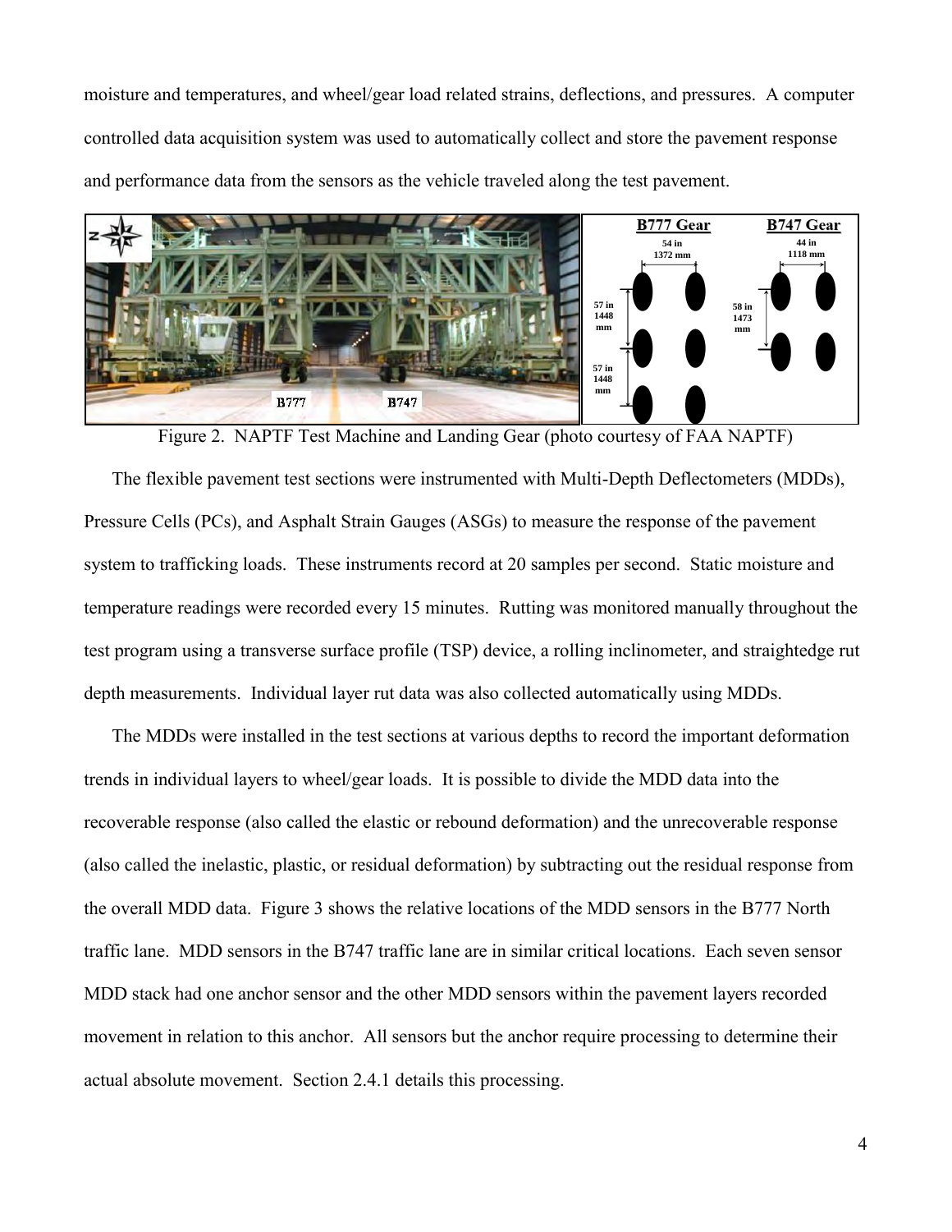moisture and temperatures, and wheel/gear load related strains, deflections, and pressures. A computer controlled data acquisition system was used to automatically collect and store the pavement response and performance data from the sensors as the vehicle traveled along the test pavement.

Figure 2. NAPTF Test Machine and Landing Gear (photo courtesy of FAA NAPTF)

The flexible pavement test sections were instrumented with Multi-Depth Deflectometers (MDDs), Pressure Cells (PCs), and Asphalt Strain Gauges (ASGs) to measure the response of the pavement system to trafficking loads. These instruments record at 20 samples per second. Static moisture and temperature readings were recorded every 15 minutes. Rutting was monitored manually throughout the test program using a transverse surface profile (TSP) device, a rolling inclinometer, and straightedge rut depth measurements. Individual layer rut data was also collected automatically using MDDs.

The MDDs were installed in the test sections at various depths to record the important deformation trends in individual layers to wheel/gear loads. It is possible to divide the MDD data into the recoverable response (also called the elastic or rebound deformation) and the unrecoverable response (also called the inelastic, plastic, or residual deformation) by subtracting out the residual response from the overall MDD data. Figure 3 shows the relative locations of the MDD sensors in the B777 North traffic lane. MDD sensors in the B747 traffic lane are in similar critical locations. Each seven sensor MDD stack had one anchor sensor and the other MDD sensors within the pavement layers recorded movement in relation to this anchor. All sensors but the anchor require processing to determine their actual absolute movement. Section 2.4.1 details this processing.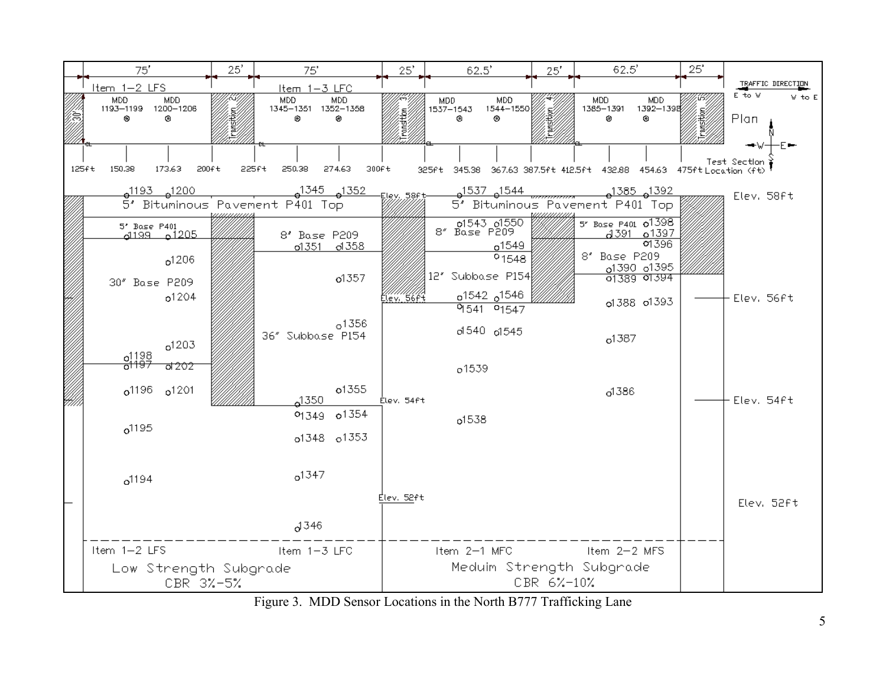Figure 3. MDD Sensor Locations in the North B777 Trafficking Lane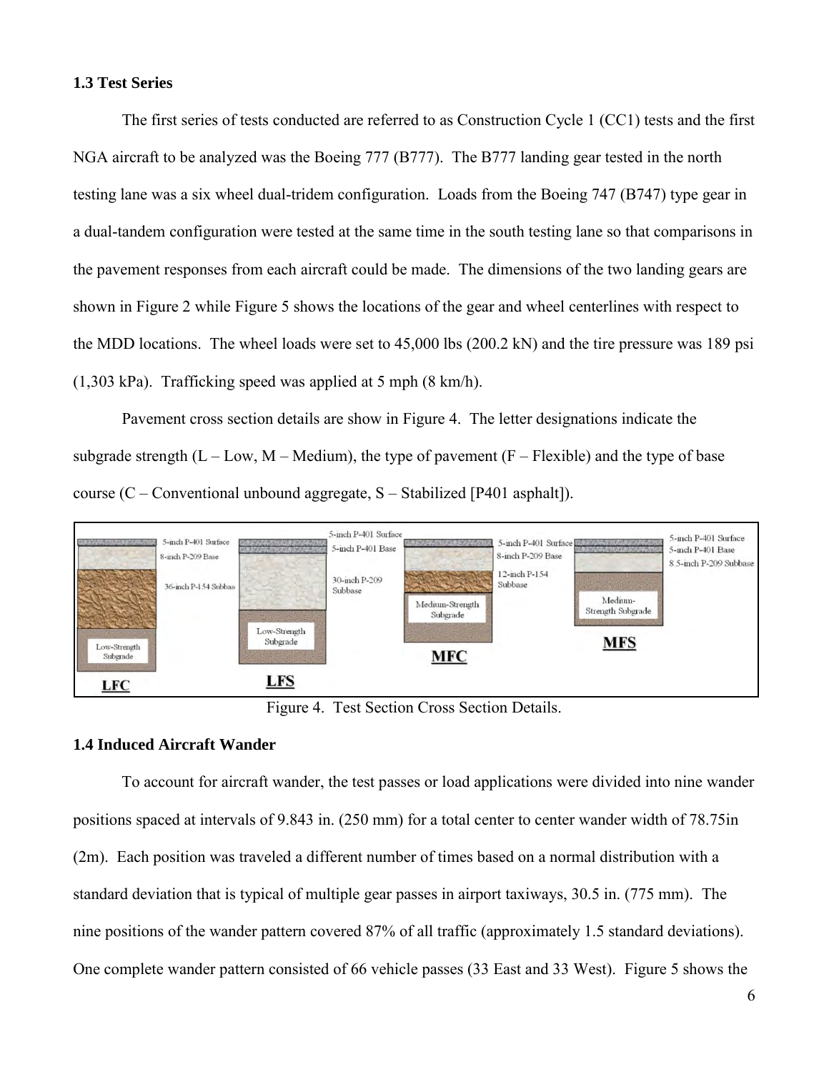### 1.3 Test Series

The first series of tests conducted are referred to as Construction Cycle 1 (CC1) tests and the first NGA aircraft to be analyzed was the Boeing 777 (B777). The B777 landing gear tested in the north testing lane was a six wheel dual-tridem configuration. Loads from the Boeing 747 (B747) type gear in a dual-tandem configuration were tested at the same time in the south testing lane so that comparisons in the pavement responses from each aircraft could be made. The dimensions of the two landing gears are shown in Figure 2 while Figure 5 shows the locations of the gear and wheel centerlines with respect to the MDD locations. The wheel loads were set to 45,000 lbs (200.2 kN) and the tire pressure was 189 psi (1,303 kPa). Trafficking speed was applied at 5 mph (8 km/h).

Pavement cross section details are show in Figure 4. The letter designations indicate the subgrade strength (L – Low, M – Medium), the type of pavement (F – Flexible) and the type of base course (C – Conventional unbound aggregate, S – Stabilized [P401 asphalt]).

LFC: 5-inch P-401 Surface; 8-inch P-209 Base; 36-inch P-154 Subbase; Low-Strength Subgrade

LFS: 5-inch P-401 Surface; 5-inch P-401 Base; 30-inch P-209 Subbase; Low-Strength Subgrade

MFC: 5-inch P-401 Surface; 8-inch P-209 Base; 12-inch P-154 Subbase; Medium-Strength Subgrade

MFS: 5-inch P-401 Surface; 5-inch P-401 Base; 8.5-inch P-209 Subbase; Medium-Strength Subgrade

Figure 4. Test Section Cross Section Details.

### 1.4 Induced Aircraft Wander

To account for aircraft wander, the test passes or load applications were divided into nine wander positions spaced at intervals of 9.843 in. (250 mm) for a total center to center wander width of 78.75in (2m). Each position was traveled a different number of times based on a normal distribution with a standard deviation that is typical of multiple gear passes in airport taxiways, 30.5 in. (775 mm). The nine positions of the wander pattern covered 87% of all traffic (approximately 1.5 standard deviations). One complete wander pattern consisted of 66 vehicle passes (33 East and 33 West). Figure 5 shows the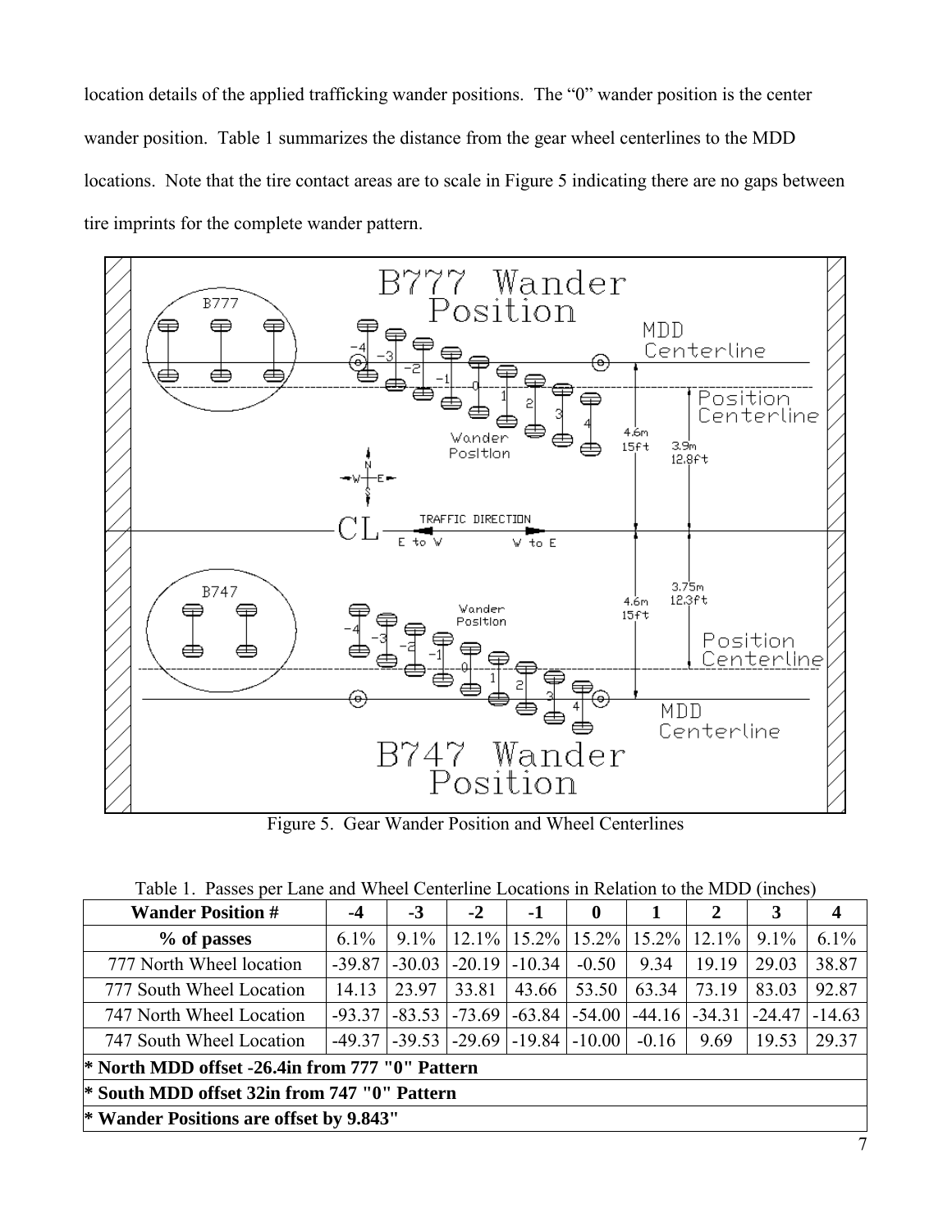location details of the applied trafficking wander positions. The "0" wander position is the center wander position. Table 1 summarizes the distance from the gear wheel centerlines to the MDD locations. Note that the tire contact areas are to scale in Figure 5 indicating there are no gaps between tire imprints for the complete wander pattern.

Figure 5. Gear Wander Position and Wheel Centerlines

Table 1. Passes per Lane and Wheel Centerline Locations in Relation to the MDD (inches)

| Wander Position # | -4 | -3 | -2 | -1 | 0 | 1 | 2 | 3 | 4 |
|---|---|---|---|---|---|---|---|---|---|
| % of passes | 6.1% | 9.1% | 12.1% | 15.2% | 15.2% | 15.2% | 12.1% | 9.1% | 6.1% |
| 777 North Wheel location | -39.87 | -30.03 | -20.19 | -10.34 | -0.50 | 9.34 | 19.19 | 29.03 | 38.87 |
| 777 South Wheel Location | 14.13 | 23.97 | 33.81 | 43.66 | 53.50 | 63.34 | 73.19 | 83.03 | 92.87 |
| 747 North Wheel Location | -93.37 | -83.53 | -73.69 | -63.84 | -54.00 | -44.16 | -34.31 | -24.47 | -14.63 |
| 747 South Wheel Location | -49.37 | -39.53 | -29.69 | -19.84 | -10.00 | -0.16 | 9.69 | 19.53 | 29.37 |
| **\* North MDD offset -26.4in from 777 "0" Pattern** | | | | | | | | | |
| **\* South MDD offset 32in from 747 "0" Pattern** | | | | | | | | | |
| **\* Wander Positions are offset by 9.843"** | | | | | | | | | |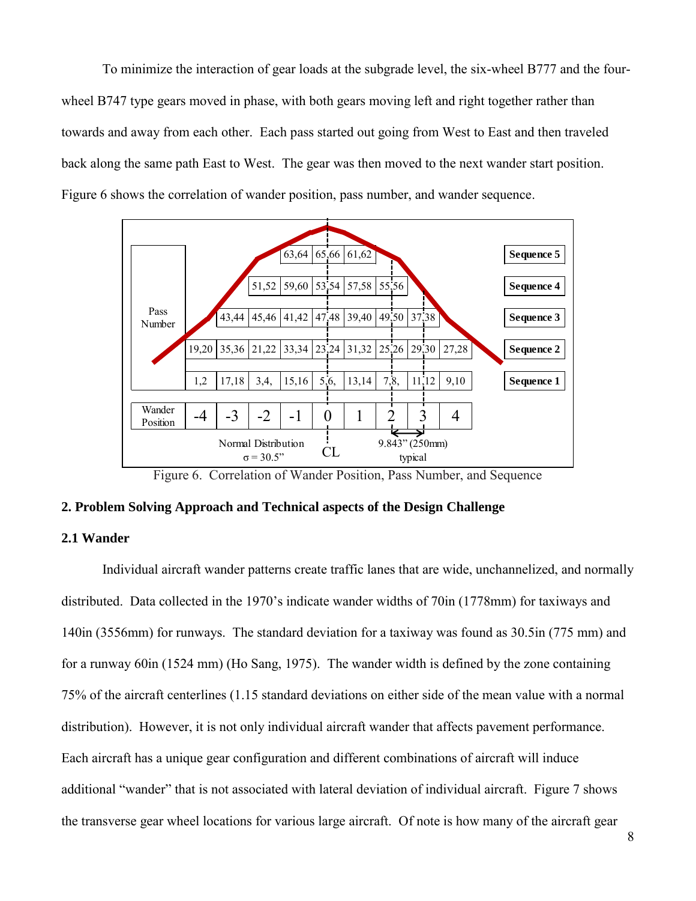To minimize the interaction of gear loads at the subgrade level, the six-wheel B777 and the four-wheel B747 type gears moved in phase, with both gears moving left and right together rather than towards and away from each other. Each pass started out going from West to East and then traveled back along the same path East to West. The gear was then moved to the next wander start position. Figure 6 shows the correlation of wander position, pass number, and wander sequence.

| Pass Number | | | | | | | | | | |
|---|---|---|---|---|---|---|---|---|---|---|
| | | | | 63,64 | 65,66 | 61,62 | | | | **Sequence 5** |
| | | | 51,52 | 59,60 | 53,54 | 57,58 | 55,56 | | | **Sequence 4** |
| | | 43,44 | 45,46 | 41,42 | 47,48 | 39,40 | 49,50 | 37,38 | | **Sequence 3** |
| | 19,20 | 35,36 | 21,22 | 33,34 | 23,24 | 31,32 | 25,26 | 29,30 | 27,28 | **Sequence 2** |
| | 1,2 | 17,18 | 3,4, | 15,16 | 5,6, | 13,14 | 7,8, | 11,12 | 9,10 | **Sequence 1** |
| **Wander Position** | -4 | -3 | -2 | -1 | 0 | 1 | 2 | 3 | 4 | |

Normal Distribution $\sigma = 30.5$" CL 9.843" (250mm) typical

Figure 6. Correlation of Wander Position, Pass Number, and Sequence

## 2. Problem Solving Approach and Technical aspects of the Design Challenge

### 2.1 Wander

Individual aircraft wander patterns create traffic lanes that are wide, unchannelized, and normally distributed. Data collected in the 1970's indicate wander widths of 70in (1778mm) for taxiways and 140in (3556mm) for runways. The standard deviation for a taxiway was found as 30.5in (775 mm) and for a runway 60in (1524 mm) (Ho Sang, 1975). The wander width is defined by the zone containing 75% of the aircraft centerlines (1.15 standard deviations on either side of the mean value with a normal distribution). However, it is not only individual aircraft wander that affects pavement performance. Each aircraft has a unique gear configuration and different combinations of aircraft will induce additional "wander" that is not associated with lateral deviation of individual aircraft. Figure 7 shows the transverse gear wheel locations for various large aircraft. Of note is how many of the aircraft gear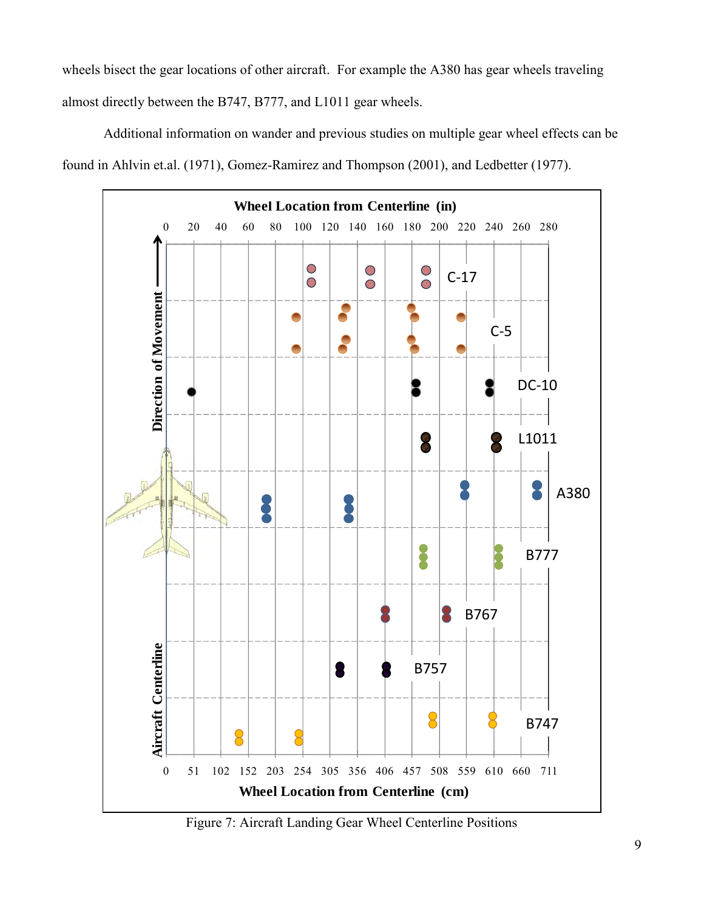wheels bisect the gear locations of other aircraft. For example the A380 has gear wheels traveling almost directly between the B747, B777, and L1011 gear wheels.

Additional information on wander and previous studies on multiple gear wheel effects can be found in Ahlvin et.al. (1971), Gomez-Ramirez and Thompson (2001), and Ledbetter (1977).

Figure 7: Aircraft Landing Gear Wheel Centerline Positions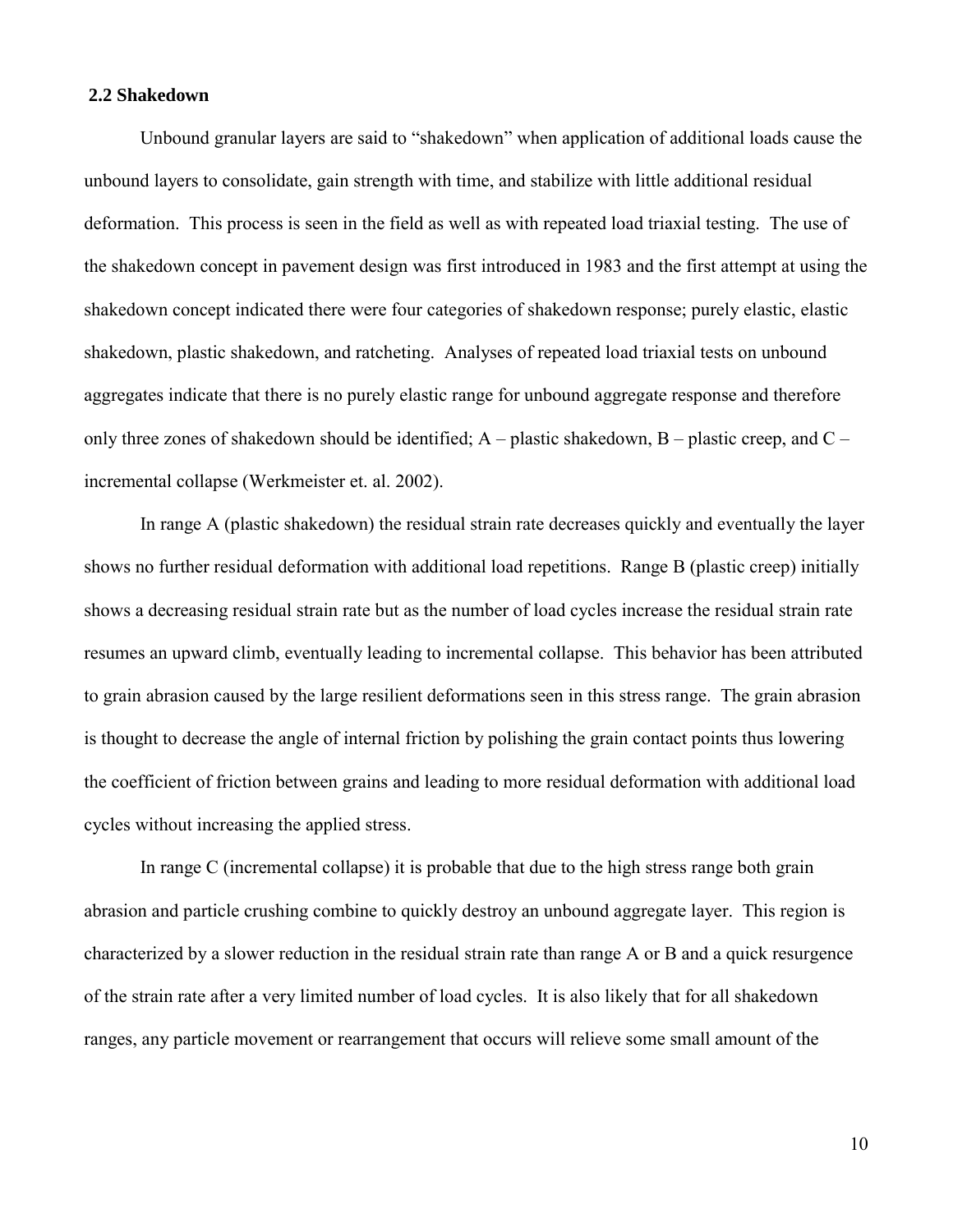## 2.2 Shakedown

Unbound granular layers are said to "shakedown" when application of additional loads cause the unbound layers to consolidate, gain strength with time, and stabilize with little additional residual deformation. This process is seen in the field as well as with repeated load triaxial testing. The use of the shakedown concept in pavement design was first introduced in 1983 and the first attempt at using the shakedown concept indicated there were four categories of shakedown response; purely elastic, elastic shakedown, plastic shakedown, and ratcheting. Analyses of repeated load triaxial tests on unbound aggregates indicate that there is no purely elastic range for unbound aggregate response and therefore only three zones of shakedown should be identified; A – plastic shakedown, B – plastic creep, and C – incremental collapse (Werkmeister et. al. 2002).

In range A (plastic shakedown) the residual strain rate decreases quickly and eventually the layer shows no further residual deformation with additional load repetitions. Range B (plastic creep) initially shows a decreasing residual strain rate but as the number of load cycles increase the residual strain rate resumes an upward climb, eventually leading to incremental collapse. This behavior has been attributed to grain abrasion caused by the large resilient deformations seen in this stress range. The grain abrasion is thought to decrease the angle of internal friction by polishing the grain contact points thus lowering the coefficient of friction between grains and leading to more residual deformation with additional load cycles without increasing the applied stress.

In range C (incremental collapse) it is probable that due to the high stress range both grain abrasion and particle crushing combine to quickly destroy an unbound aggregate layer. This region is characterized by a slower reduction in the residual strain rate than range A or B and a quick resurgence of the strain rate after a very limited number of load cycles. It is also likely that for all shakedown ranges, any particle movement or rearrangement that occurs will relieve some small amount of the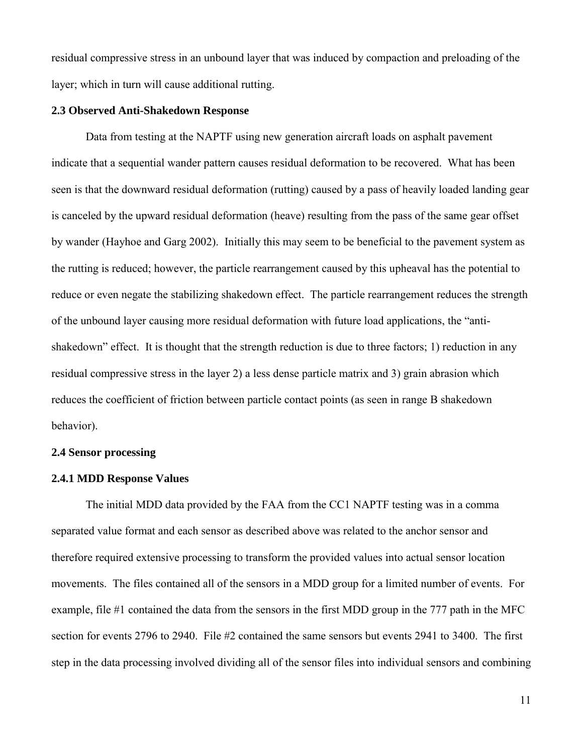residual compressive stress in an unbound layer that was induced by compaction and preloading of the layer; which in turn will cause additional rutting.

### 2.3 Observed Anti-Shakedown Response

Data from testing at the NAPTF using new generation aircraft loads on asphalt pavement indicate that a sequential wander pattern causes residual deformation to be recovered. What has been seen is that the downward residual deformation (rutting) caused by a pass of heavily loaded landing gear is canceled by the upward residual deformation (heave) resulting from the pass of the same gear offset by wander (Hayhoe and Garg 2002). Initially this may seem to be beneficial to the pavement system as the rutting is reduced; however, the particle rearrangement caused by this upheaval has the potential to reduce or even negate the stabilizing shakedown effect. The particle rearrangement reduces the strength of the unbound layer causing more residual deformation with future load applications, the "anti-shakedown" effect. It is thought that the strength reduction is due to three factors; 1) reduction in any residual compressive stress in the layer 2) a less dense particle matrix and 3) grain abrasion which reduces the coefficient of friction between particle contact points (as seen in range B shakedown behavior).

### 2.4 Sensor processing

#### 2.4.1 MDD Response Values

The initial MDD data provided by the FAA from the CC1 NAPTF testing was in a comma separated value format and each sensor as described above was related to the anchor sensor and therefore required extensive processing to transform the provided values into actual sensor location movements. The files contained all of the sensors in a MDD group for a limited number of events. For example, file #1 contained the data from the sensors in the first MDD group in the 777 path in the MFC section for events 2796 to 2940. File #2 contained the same sensors but events 2941 to 3400. The first step in the data processing involved dividing all of the sensor files into individual sensors and combining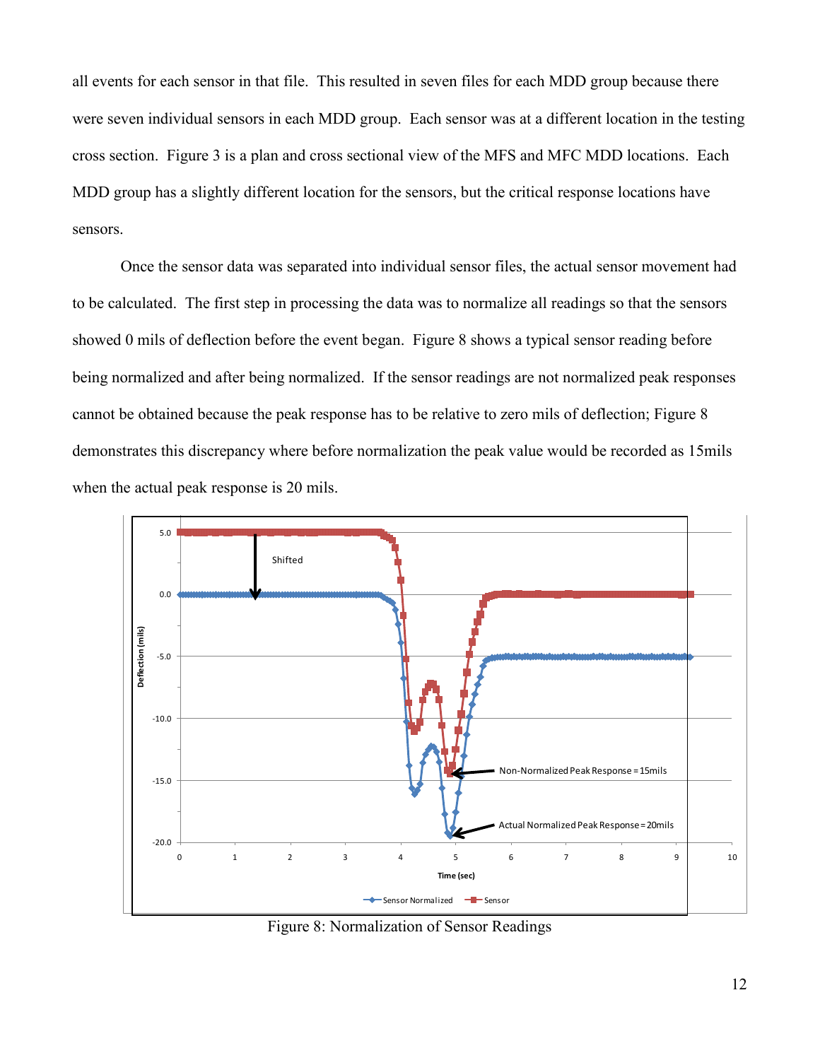all events for each sensor in that file. This resulted in seven files for each MDD group because there were seven individual sensors in each MDD group. Each sensor was at a different location in the testing cross section. Figure 3 is a plan and cross sectional view of the MFS and MFC MDD locations. Each MDD group has a slightly different location for the sensors, but the critical response locations have sensors.

Once the sensor data was separated into individual sensor files, the actual sensor movement had to be calculated. The first step in processing the data was to normalize all readings so that the sensors showed 0 mils of deflection before the event began. Figure 8 shows a typical sensor reading before being normalized and after being normalized. If the sensor readings are not normalized peak responses cannot be obtained because the peak response has to be relative to zero mils of deflection; Figure 8 demonstrates this discrepancy where before normalization the peak value would be recorded as 15mils when the actual peak response is 20 mils.

Figure 8: Normalization of Sensor Readings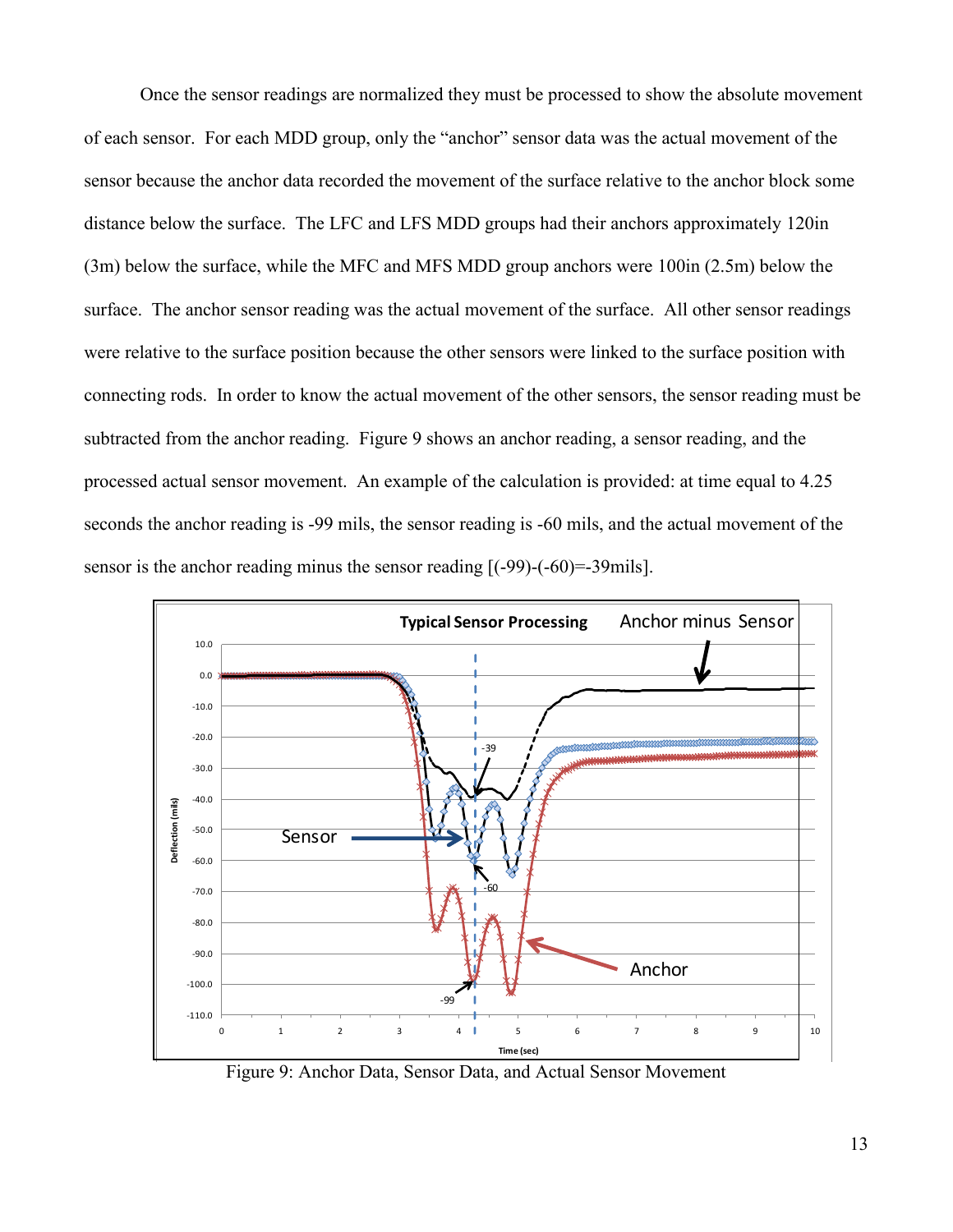Once the sensor readings are normalized they must be processed to show the absolute movement of each sensor. For each MDD group, only the "anchor" sensor data was the actual movement of the sensor because the anchor data recorded the movement of the surface relative to the anchor block some distance below the surface. The LFC and LFS MDD groups had their anchors approximately 120in (3m) below the surface, while the MFC and MFS MDD group anchors were 100in (2.5m) below the surface. The anchor sensor reading was the actual movement of the surface. All other sensor readings were relative to the surface position because the other sensors were linked to the surface position with connecting rods. In order to know the actual movement of the other sensors, the sensor reading must be subtracted from the anchor reading. Figure 9 shows an anchor reading, a sensor reading, and the processed actual sensor movement. An example of the calculation is provided: at time equal to 4.25 seconds the anchor reading is -99 mils, the sensor reading is -60 mils, and the actual movement of the sensor is the anchor reading minus the sensor reading [(-99)-(-60)=-39mils].

Figure 9: Anchor Data, Sensor Data, and Actual Sensor Movement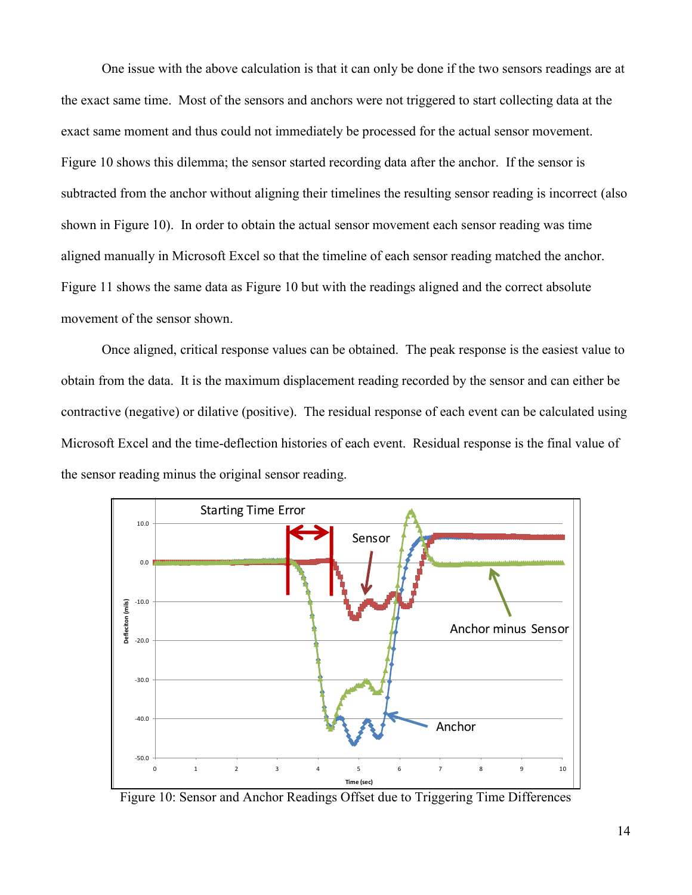One issue with the above calculation is that it can only be done if the two sensors readings are at the exact same time. Most of the sensors and anchors were not triggered to start collecting data at the exact same moment and thus could not immediately be processed for the actual sensor movement. Figure 10 shows this dilemma; the sensor started recording data after the anchor. If the sensor is subtracted from the anchor without aligning their timelines the resulting sensor reading is incorrect (also shown in Figure 10). In order to obtain the actual sensor movement each sensor reading was time aligned manually in Microsoft Excel so that the timeline of each sensor reading matched the anchor. Figure 11 shows the same data as Figure 10 but with the readings aligned and the correct absolute movement of the sensor shown.

Once aligned, critical response values can be obtained. The peak response is the easiest value to obtain from the data. It is the maximum displacement reading recorded by the sensor and can either be contractive (negative) or dilative (positive). The residual response of each event can be calculated using Microsoft Excel and the time-deflection histories of each event. Residual response is the final value of the sensor reading minus the original sensor reading.

Figure 10: Sensor and Anchor Readings Offset due to Triggering Time Differences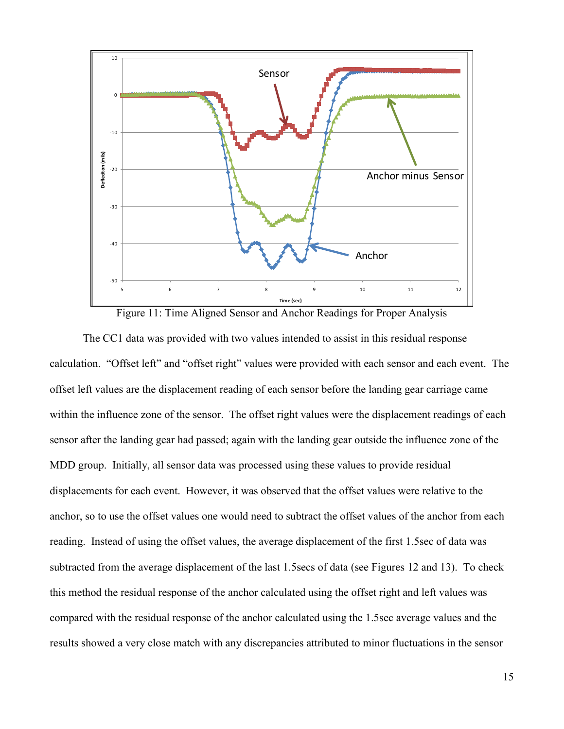Figure 11: Time Aligned Sensor and Anchor Readings for Proper Analysis

The CC1 data was provided with two values intended to assist in this residual response calculation. "Offset left" and "offset right" values were provided with each sensor and each event. The offset left values are the displacement reading of each sensor before the landing gear carriage came within the influence zone of the sensor. The offset right values were the displacement readings of each sensor after the landing gear had passed; again with the landing gear outside the influence zone of the MDD group. Initially, all sensor data was processed using these values to provide residual displacements for each event. However, it was observed that the offset values were relative to the anchor, so to use the offset values one would need to subtract the offset values of the anchor from each reading. Instead of using the offset values, the average displacement of the first 1.5sec of data was subtracted from the average displacement of the last 1.5secs of data (see Figures 12 and 13). To check this method the residual response of the anchor calculated using the offset right and left values was compared with the residual response of the anchor calculated using the 1.5sec average values and the results showed a very close match with any discrepancies attributed to minor fluctuations in the sensor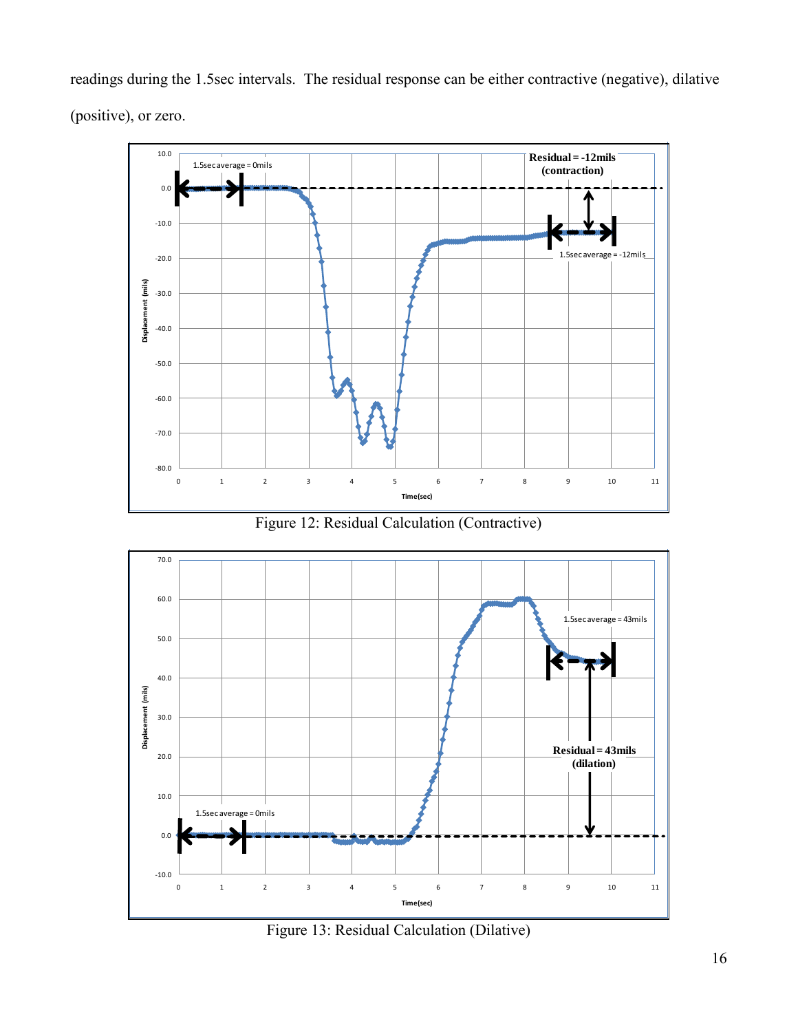readings during the 1.5sec intervals. The residual response can be either contractive (negative), dilative (positive), or zero.

Figure 12: Residual Calculation (Contractive)

Figure 13: Residual Calculation (Dilative)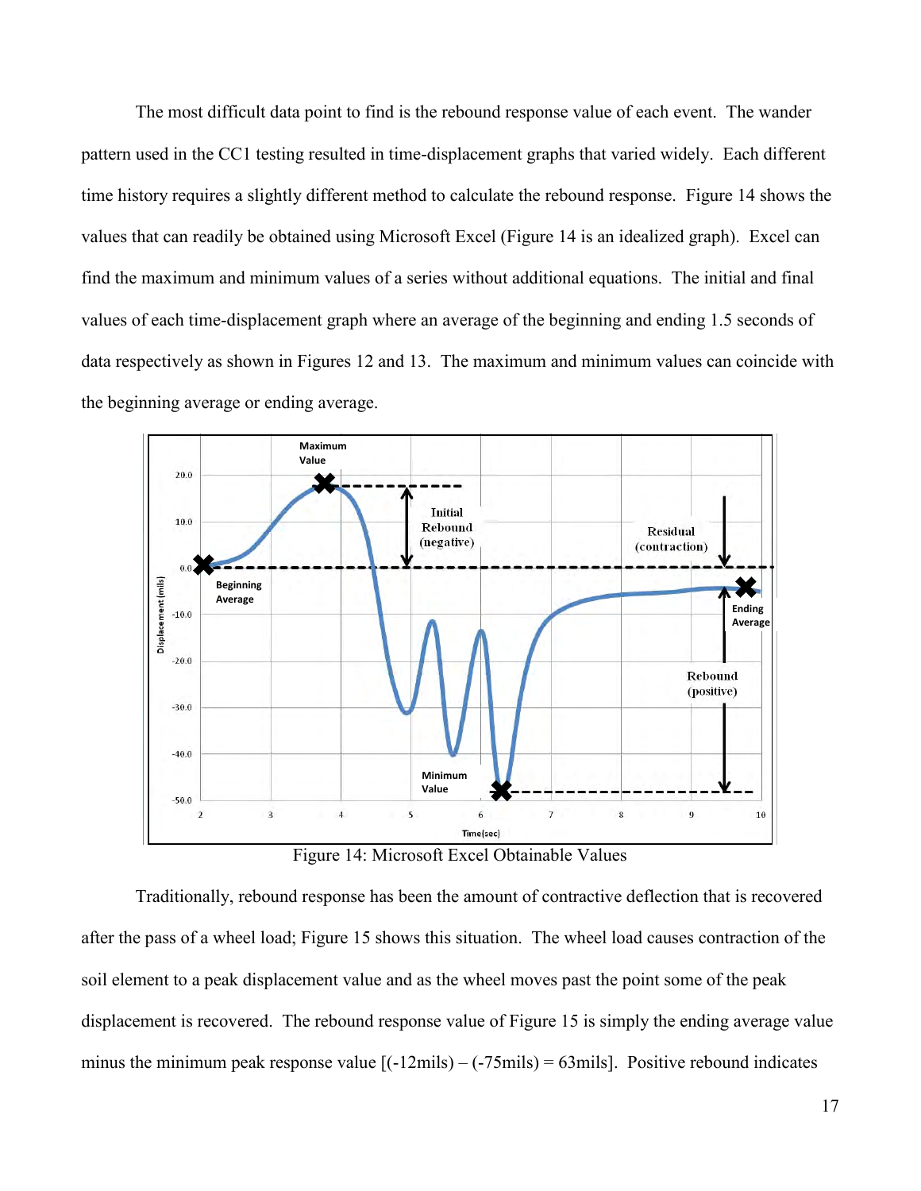The most difficult data point to find is the rebound response value of each event. The wander pattern used in the CC1 testing resulted in time-displacement graphs that varied widely. Each different time history requires a slightly different method to calculate the rebound response. Figure 14 shows the values that can readily be obtained using Microsoft Excel (Figure 14 is an idealized graph). Excel can find the maximum and minimum values of a series without additional equations. The initial and final values of each time-displacement graph where an average of the beginning and ending 1.5 seconds of data respectively as shown in Figures 12 and 13. The maximum and minimum values can coincide with the beginning average or ending average.

Figure 14: Microsoft Excel Obtainable Values

Traditionally, rebound response has been the amount of contractive deflection that is recovered after the pass of a wheel load; Figure 15 shows this situation. The wheel load causes contraction of the soil element to a peak displacement value and as the wheel moves past the point some of the peak displacement is recovered. The rebound response value of Figure 15 is simply the ending average value minus the minimum peak response value [(-12mils) – (-75mils) = 63mils]. Positive rebound indicates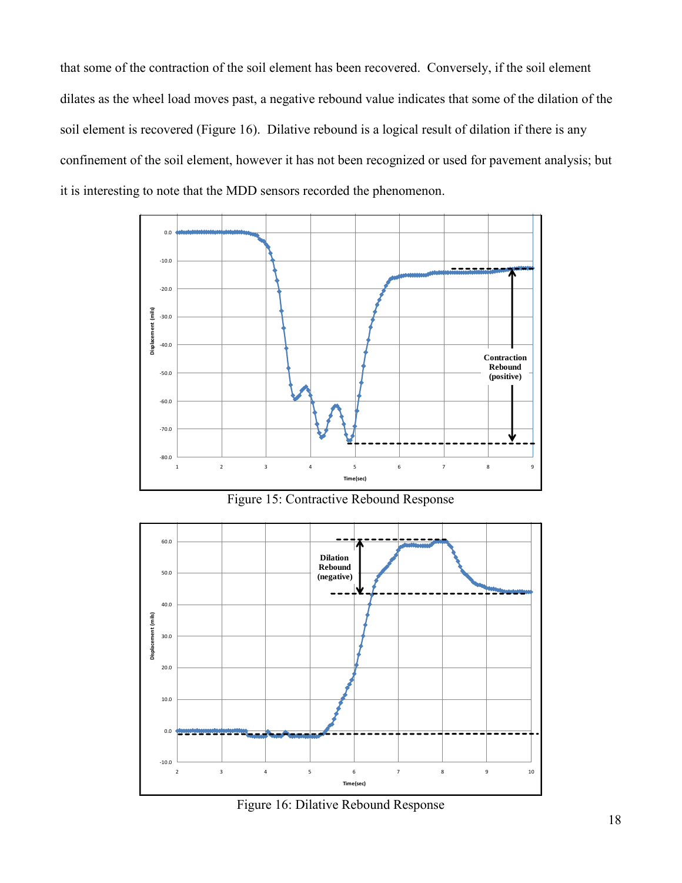that some of the contraction of the soil element has been recovered. Conversely, if the soil element dilates as the wheel load moves past, a negative rebound value indicates that some of the dilation of the soil element is recovered (Figure 16). Dilative rebound is a logical result of dilation if there is any confinement of the soil element, however it has not been recognized or used for pavement analysis; but it is interesting to note that the MDD sensors recorded the phenomenon.

Figure 15: Contractive Rebound Response

Figure 16: Dilative Rebound Response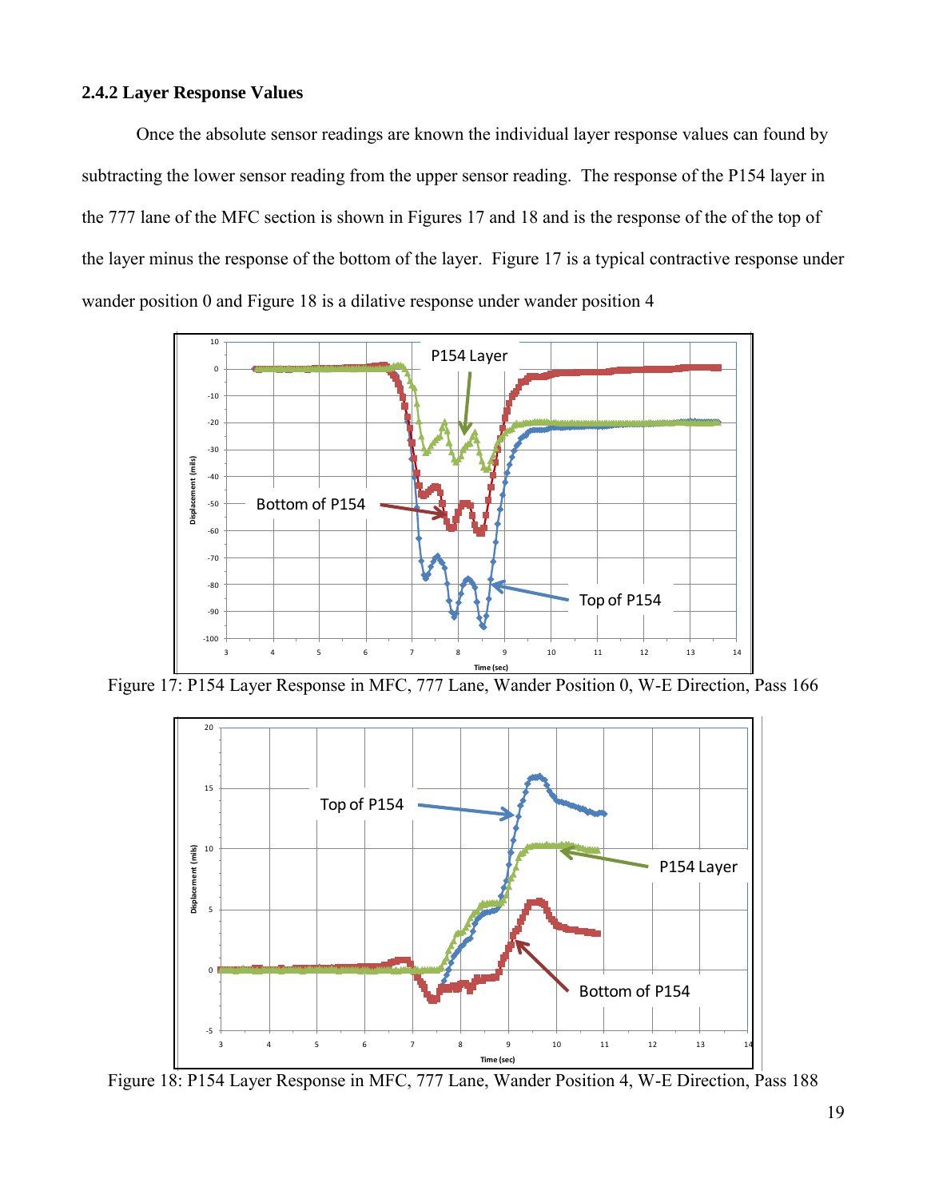### 2.4.2 Layer Response Values

Once the absolute sensor readings are known the individual layer response values can found by subtracting the lower sensor reading from the upper sensor reading. The response of the P154 layer in the 777 lane of the MFC section is shown in Figures 17 and 18 and is the response of the of the top of the layer minus the response of the bottom of the layer. Figure 17 is a typical contractive response under wander position 0 and Figure 18 is a dilative response under wander position 4

Figure 17: P154 Layer Response in MFC, 777 Lane, Wander Position 0, W-E Direction, Pass 166

Figure 18: P154 Layer Response in MFC, 777 Lane, Wander Position 4, W-E Direction, Pass 188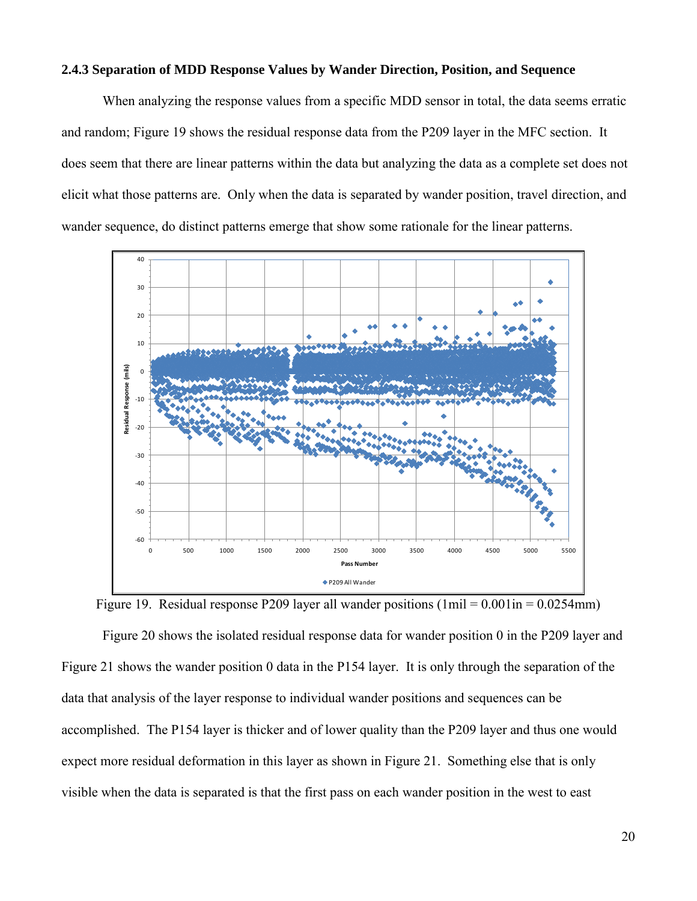### 2.4.3 Separation of MDD Response Values by Wander Direction, Position, and Sequence

When analyzing the response values from a specific MDD sensor in total, the data seems erratic and random; Figure 19 shows the residual response data from the P209 layer in the MFC section. It does seem that there are linear patterns within the data but analyzing the data as a complete set does not elicit what those patterns are. Only when the data is separated by wander position, travel direction, and wander sequence, do distinct patterns emerge that show some rationale for the linear patterns.

Figure 19. Residual response P209 layer all wander positions (1mil = 0.001in = 0.0254mm)

Figure 20 shows the isolated residual response data for wander position 0 in the P209 layer and Figure 21 shows the wander position 0 data in the P154 layer. It is only through the separation of the data that analysis of the layer response to individual wander positions and sequences can be accomplished. The P154 layer is thicker and of lower quality than the P209 layer and thus one would expect more residual deformation in this layer as shown in Figure 21. Something else that is only visible when the data is separated is that the first pass on each wander position in the west to east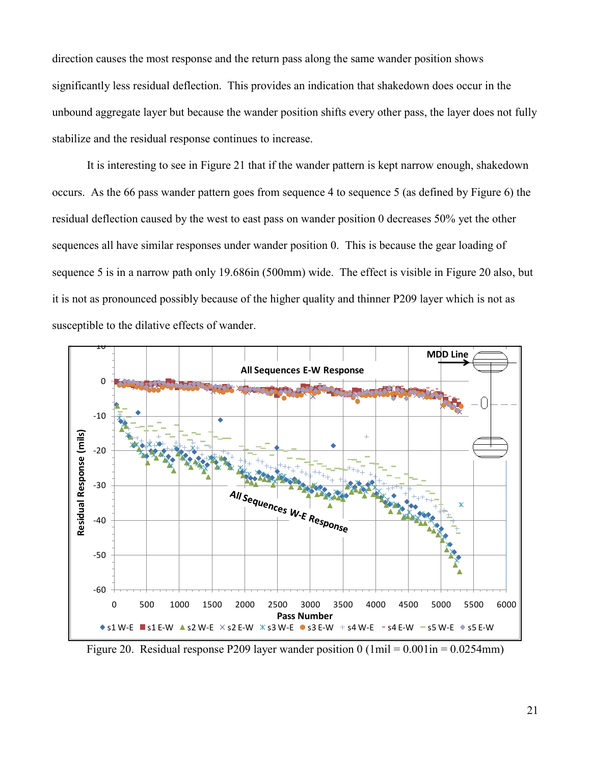direction causes the most response and the return pass along the same wander position shows significantly less residual deflection. This provides an indication that shakedown does occur in the unbound aggregate layer but because the wander position shifts every other pass, the layer does not fully stabilize and the residual response continues to increase.

It is interesting to see in Figure 21 that if the wander pattern is kept narrow enough, shakedown occurs. As the 66 pass wander pattern goes from sequence 4 to sequence 5 (as defined by Figure 6) the residual deflection caused by the west to east pass on wander position 0 decreases 50% yet the other sequences all have similar responses under wander position 0. This is because the gear loading of sequence 5 is in a narrow path only 19.686in (500mm) wide. The effect is visible in Figure 20 also, but it is not as pronounced possibly because of the higher quality and thinner P209 layer which is not as susceptible to the dilative effects of wander.

Figure 20. Residual response P209 layer wander position 0 (1mil = 0.001in = 0.0254mm)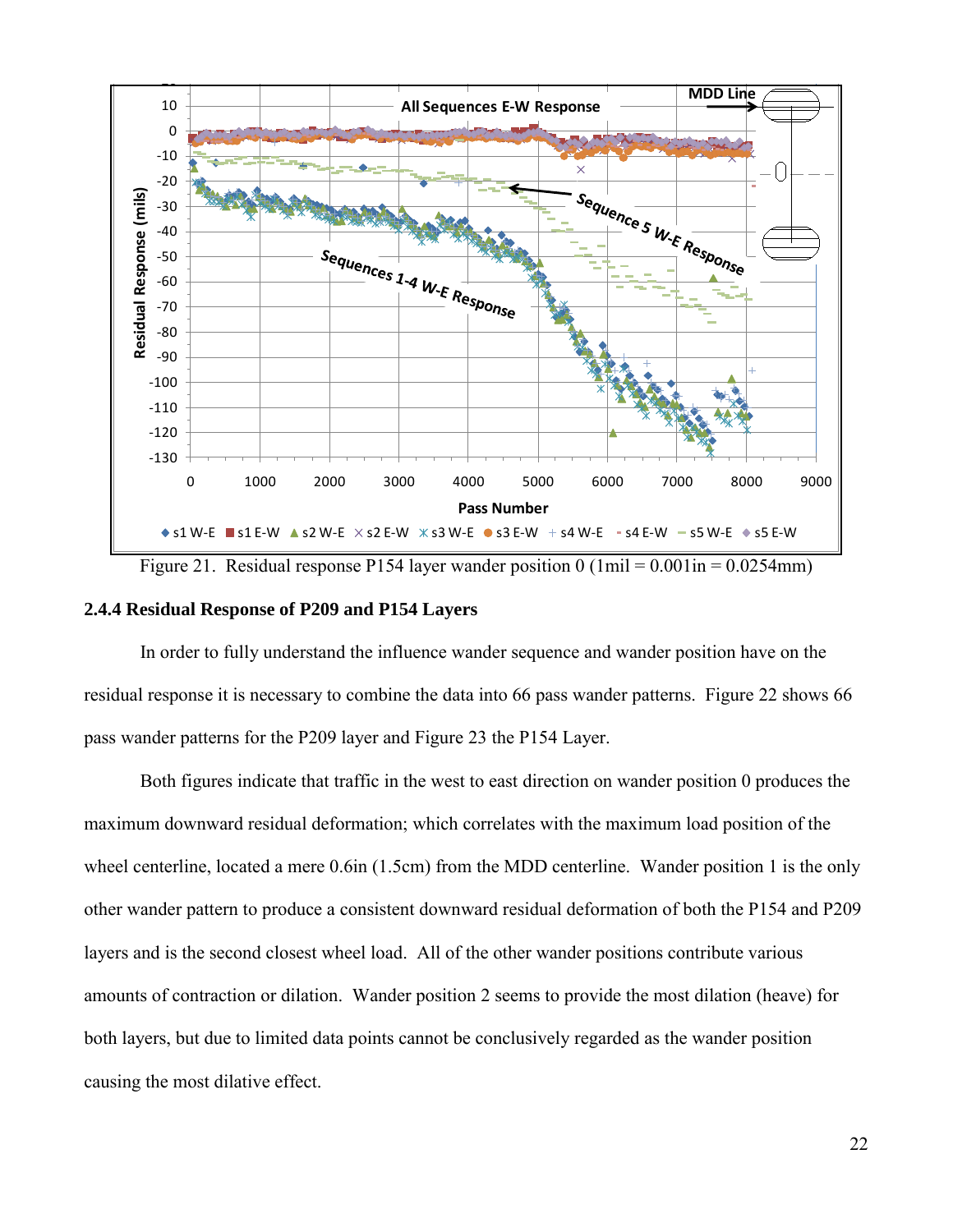Figure 21. Residual response P154 layer wander position 0 (1mil = 0.001in = 0.0254mm)

### 2.4.4 Residual Response of P209 and P154 Layers

In order to fully understand the influence wander sequence and wander position have on the residual response it is necessary to combine the data into 66 pass wander patterns. Figure 22 shows 66 pass wander patterns for the P209 layer and Figure 23 the P154 Layer.

Both figures indicate that traffic in the west to east direction on wander position 0 produces the maximum downward residual deformation; which correlates with the maximum load position of the wheel centerline, located a mere 0.6in (1.5cm) from the MDD centerline. Wander position 1 is the only other wander pattern to produce a consistent downward residual deformation of both the P154 and P209 layers and is the second closest wheel load. All of the other wander positions contribute various amounts of contraction or dilation. Wander position 2 seems to provide the most dilation (heave) for both layers, but due to limited data points cannot be conclusively regarded as the wander position causing the most dilative effect.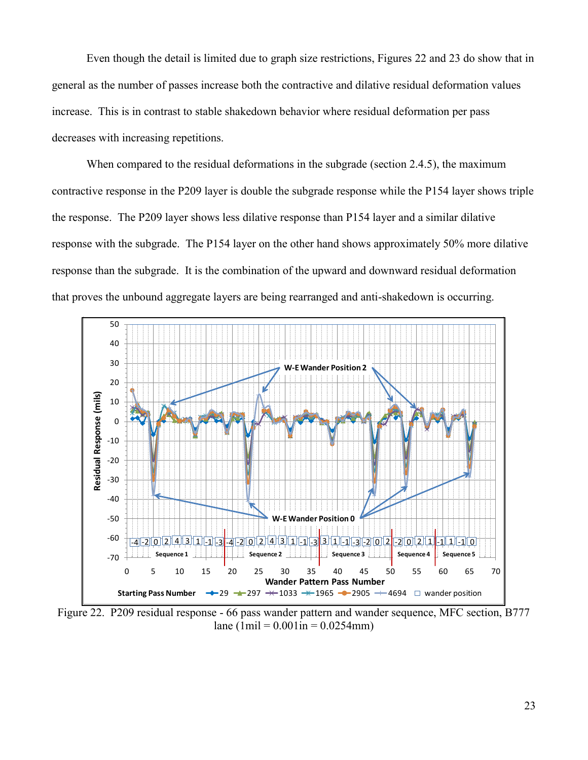Even though the detail is limited due to graph size restrictions, Figures 22 and 23 do show that in general as the number of passes increase both the contractive and dilative residual deformation values increase. This is in contrast to stable shakedown behavior where residual deformation per pass decreases with increasing repetitions.

When compared to the residual deformations in the subgrade (section 2.4.5), the maximum contractive response in the P209 layer is double the subgrade response while the P154 layer shows triple the response. The P209 layer shows less dilative response than P154 layer and a similar dilative response with the subgrade. The P154 layer on the other hand shows approximately 50% more dilative response than the subgrade. It is the combination of the upward and downward residual deformation that proves the unbound aggregate layers are being rearranged and anti-shakedown is occurring.

Figure 22. P209 residual response - 66 pass wander pattern and wander sequence, MFC section, B777 lane (1mil = 0.001in = 0.0254mm)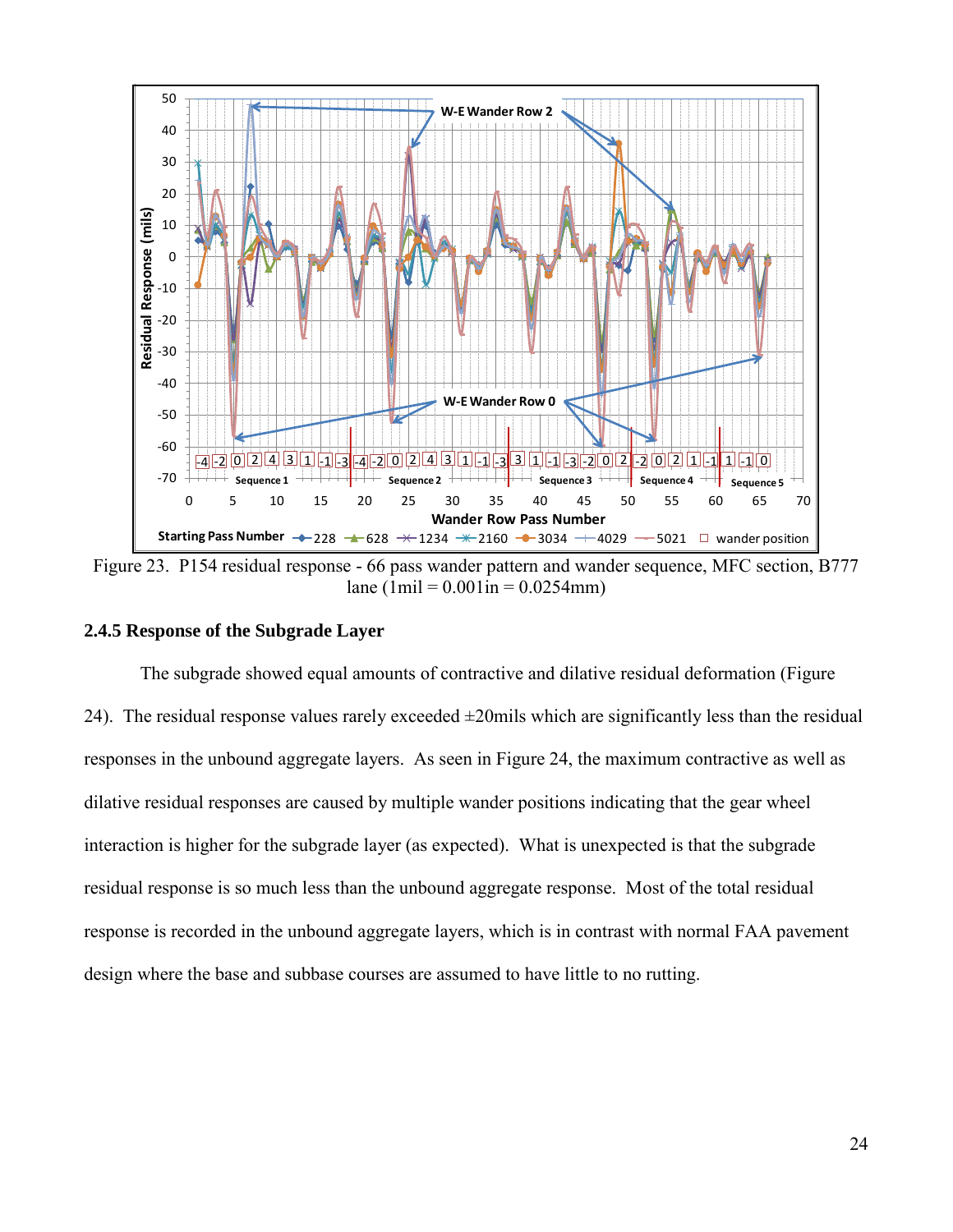Figure 23. P154 residual response - 66 pass wander pattern and wander sequence, MFC section, B777 lane (1mil = 0.001in = 0.0254mm)

### 2.4.5 Response of the Subgrade Layer

The subgrade showed equal amounts of contractive and dilative residual deformation (Figure 24). The residual response values rarely exceeded ±20mils which are significantly less than the residual responses in the unbound aggregate layers. As seen in Figure 24, the maximum contractive as well as dilative residual responses are caused by multiple wander positions indicating that the gear wheel interaction is higher for the subgrade layer (as expected). What is unexpected is that the subgrade residual response is so much less than the unbound aggregate response. Most of the total residual response is recorded in the unbound aggregate layers, which is in contrast with normal FAA pavement design where the base and subbase courses are assumed to have little to no rutting.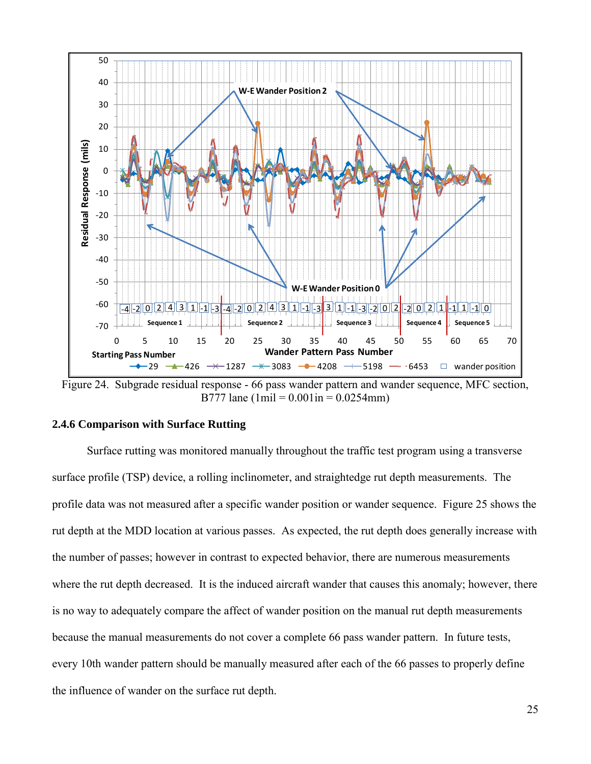Figure 24. Subgrade residual response - 66 pass wander pattern and wander sequence, MFC section, B777 lane (1mil = 0.001in = 0.0254mm)

### 2.4.6 Comparison with Surface Rutting

Surface rutting was monitored manually throughout the traffic test program using a transverse surface profile (TSP) device, a rolling inclinometer, and straightedge rut depth measurements. The profile data was not measured after a specific wander position or wander sequence. Figure 25 shows the rut depth at the MDD location at various passes. As expected, the rut depth does generally increase with the number of passes; however in contrast to expected behavior, there are numerous measurements where the rut depth decreased. It is the induced aircraft wander that causes this anomaly; however, there is no way to adequately compare the affect of wander position on the manual rut depth measurements because the manual measurements do not cover a complete 66 pass wander pattern. In future tests, every 10th wander pattern should be manually measured after each of the 66 passes to properly define the influence of wander on the surface rut depth.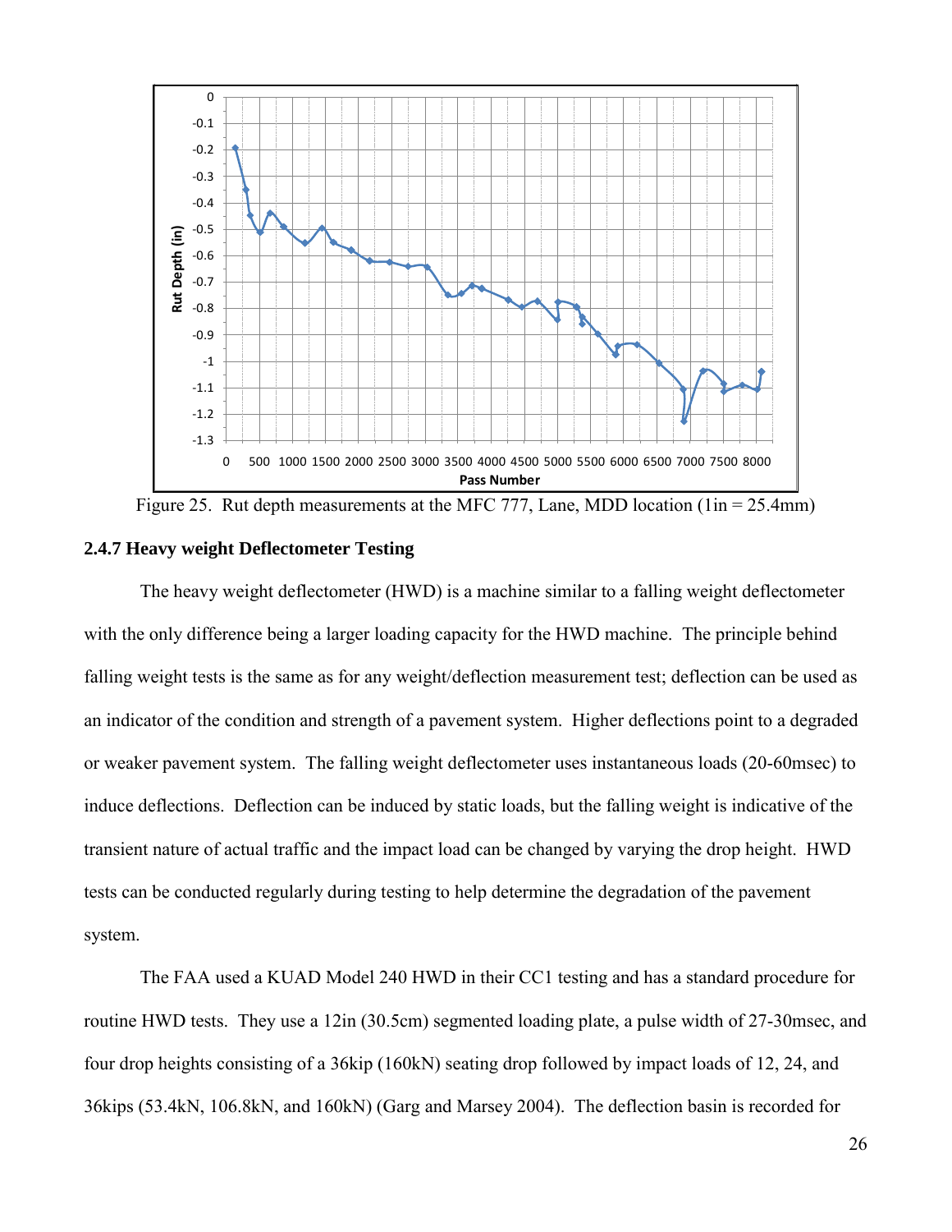Figure 25. Rut depth measurements at the MFC 777, Lane, MDD location (1in = 25.4mm)

### 2.4.7 Heavy weight Deflectometer Testing

The heavy weight deflectometer (HWD) is a machine similar to a falling weight deflectometer with the only difference being a larger loading capacity for the HWD machine. The principle behind falling weight tests is the same as for any weight/deflection measurement test; deflection can be used as an indicator of the condition and strength of a pavement system. Higher deflections point to a degraded or weaker pavement system. The falling weight deflectometer uses instantaneous loads (20-60msec) to induce deflections. Deflection can be induced by static loads, but the falling weight is indicative of the transient nature of actual traffic and the impact load can be changed by varying the drop height. HWD tests can be conducted regularly during testing to help determine the degradation of the pavement system.

The FAA used a KUAD Model 240 HWD in their CC1 testing and has a standard procedure for routine HWD tests. They use a 12in (30.5cm) segmented loading plate, a pulse width of 27-30msec, and four drop heights consisting of a 36kip (160kN) seating drop followed by impact loads of 12, 24, and 36kips (53.4kN, 106.8kN, and 160kN) (Garg and Marsey 2004). The deflection basin is recorded for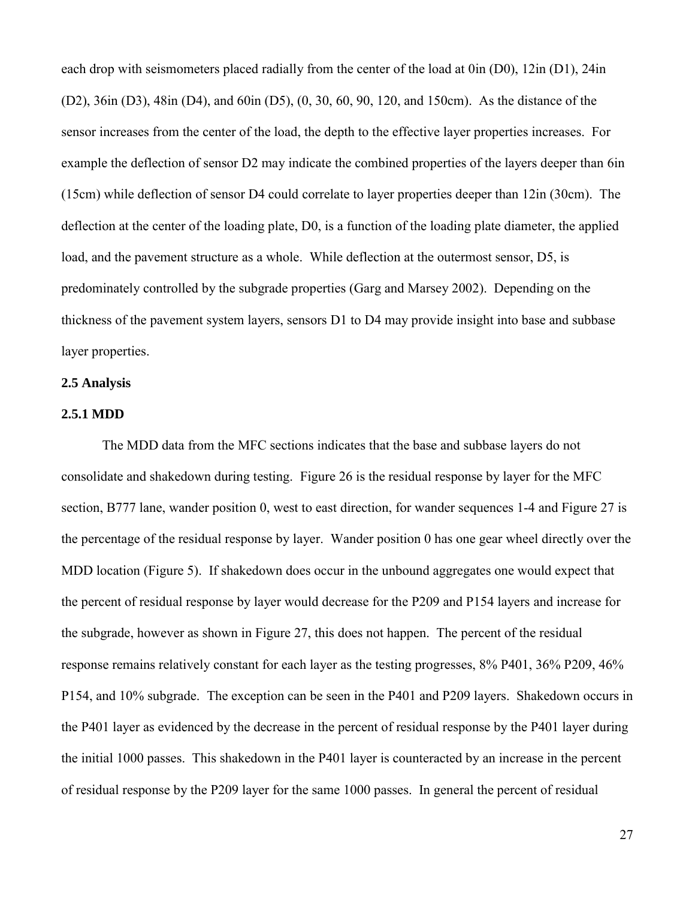each drop with seismometers placed radially from the center of the load at 0in (D0), 12in (D1), 24in (D2), 36in (D3), 48in (D4), and 60in (D5), (0, 30, 60, 90, 120, and 150cm). As the distance of the sensor increases from the center of the load, the depth to the effective layer properties increases. For example the deflection of sensor D2 may indicate the combined properties of the layers deeper than 6in (15cm) while deflection of sensor D4 could correlate to layer properties deeper than 12in (30cm). The deflection at the center of the loading plate, D0, is a function of the loading plate diameter, the applied load, and the pavement structure as a whole. While deflection at the outermost sensor, D5, is predominately controlled by the subgrade properties (Garg and Marsey 2002). Depending on the thickness of the pavement system layers, sensors D1 to D4 may provide insight into base and subbase layer properties.

## 2.5 Analysis

### 2.5.1 MDD

The MDD data from the MFC sections indicates that the base and subbase layers do not consolidate and shakedown during testing. Figure 26 is the residual response by layer for the MFC section, B777 lane, wander position 0, west to east direction, for wander sequences 1-4 and Figure 27 is the percentage of the residual response by layer. Wander position 0 has one gear wheel directly over the MDD location (Figure 5). If shakedown does occur in the unbound aggregates one would expect that the percent of residual response by layer would decrease for the P209 and P154 layers and increase for the subgrade, however as shown in Figure 27, this does not happen. The percent of the residual response remains relatively constant for each layer as the testing progresses, 8% P401, 36% P209, 46% P154, and 10% subgrade. The exception can be seen in the P401 and P209 layers. Shakedown occurs in the P401 layer as evidenced by the decrease in the percent of residual response by the P401 layer during the initial 1000 passes. This shakedown in the P401 layer is counteracted by an increase in the percent of residual response by the P209 layer for the same 1000 passes. In general the percent of residual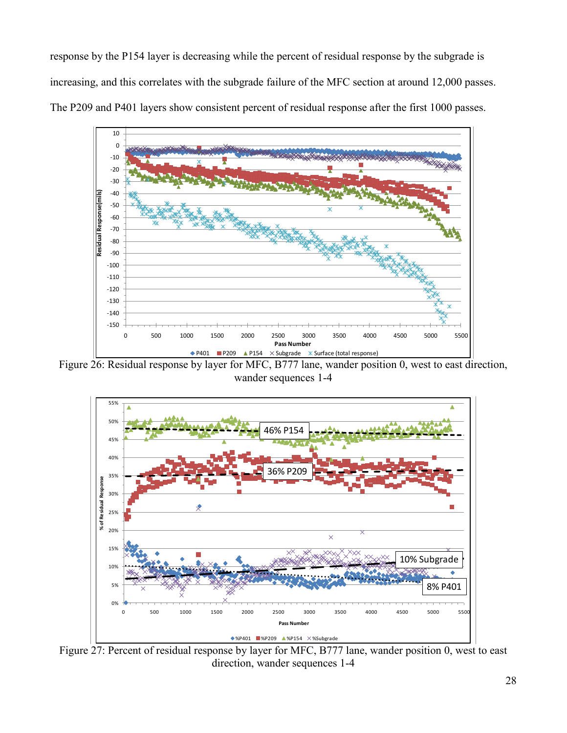response by the P154 layer is decreasing while the percent of residual response by the subgrade is increasing, and this correlates with the subgrade failure of the MFC section at around 12,000 passes. The P209 and P401 layers show consistent percent of residual response after the first 1000 passes.

Figure 26: Residual response by layer for MFC, B777 lane, wander position 0, west to east direction, wander sequences 1-4

Figure 27: Percent of residual response by layer for MFC, B777 lane, wander position 0, west to east direction, wander sequences 1-4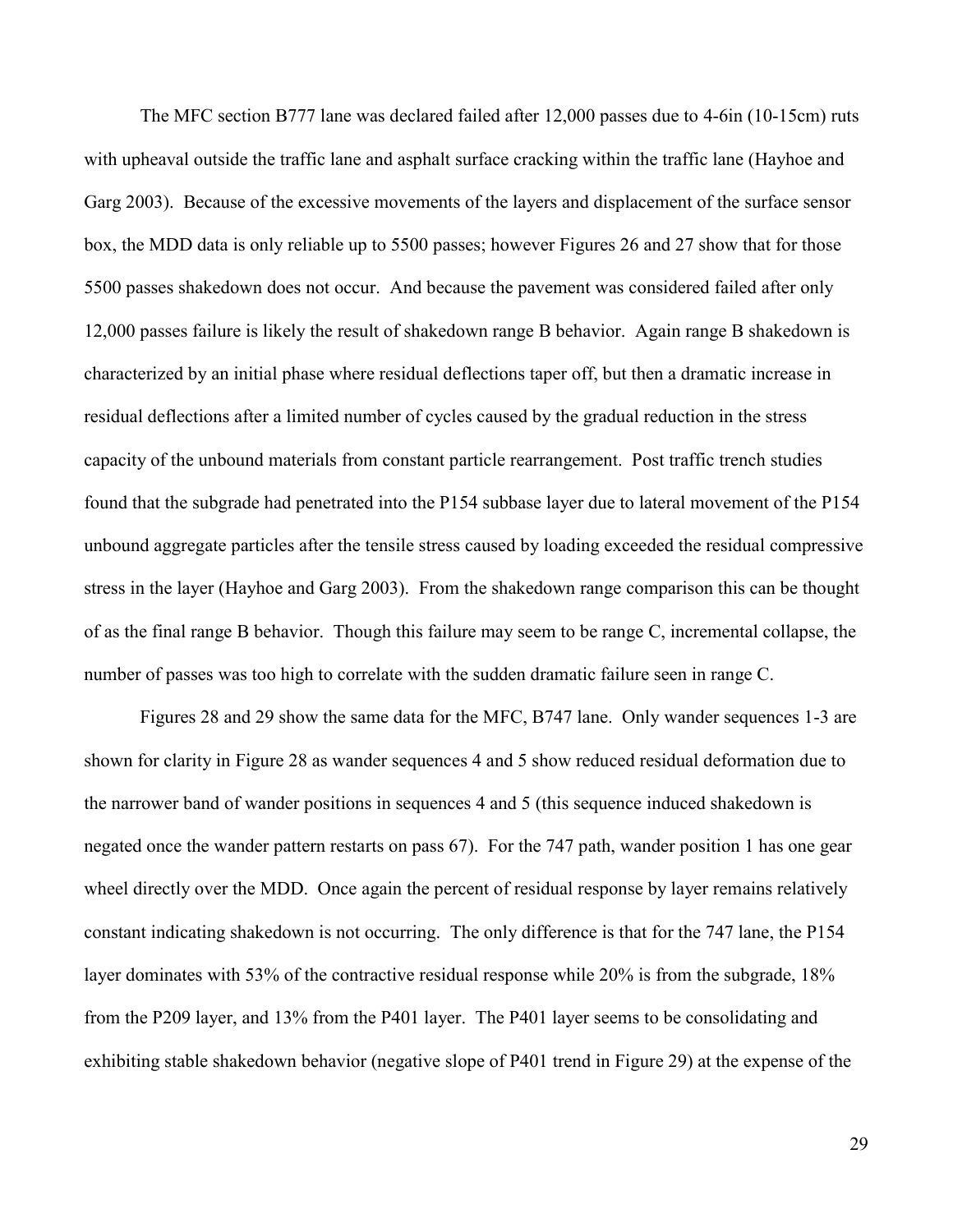The MFC section B777 lane was declared failed after 12,000 passes due to 4-6in (10-15cm) ruts with upheaval outside the traffic lane and asphalt surface cracking within the traffic lane (Hayhoe and Garg 2003). Because of the excessive movements of the layers and displacement of the surface sensor box, the MDD data is only reliable up to 5500 passes; however Figures 26 and 27 show that for those 5500 passes shakedown does not occur. And because the pavement was considered failed after only 12,000 passes failure is likely the result of shakedown range B behavior. Again range B shakedown is characterized by an initial phase where residual deflections taper off, but then a dramatic increase in residual deflections after a limited number of cycles caused by the gradual reduction in the stress capacity of the unbound materials from constant particle rearrangement. Post traffic trench studies found that the subgrade had penetrated into the P154 subbase layer due to lateral movement of the P154 unbound aggregate particles after the tensile stress caused by loading exceeded the residual compressive stress in the layer (Hayhoe and Garg 2003). From the shakedown range comparison this can be thought of as the final range B behavior. Though this failure may seem to be range C, incremental collapse, the number of passes was too high to correlate with the sudden dramatic failure seen in range C.

Figures 28 and 29 show the same data for the MFC, B747 lane. Only wander sequences 1-3 are shown for clarity in Figure 28 as wander sequences 4 and 5 show reduced residual deformation due to the narrower band of wander positions in sequences 4 and 5 (this sequence induced shakedown is negated once the wander pattern restarts on pass 67). For the 747 path, wander position 1 has one gear wheel directly over the MDD. Once again the percent of residual response by layer remains relatively constant indicating shakedown is not occurring. The only difference is that for the 747 lane, the P154 layer dominates with 53% of the contractive residual response while 20% is from the subgrade, 18% from the P209 layer, and 13% from the P401 layer. The P401 layer seems to be consolidating and exhibiting stable shakedown behavior (negative slope of P401 trend in Figure 29) at the expense of the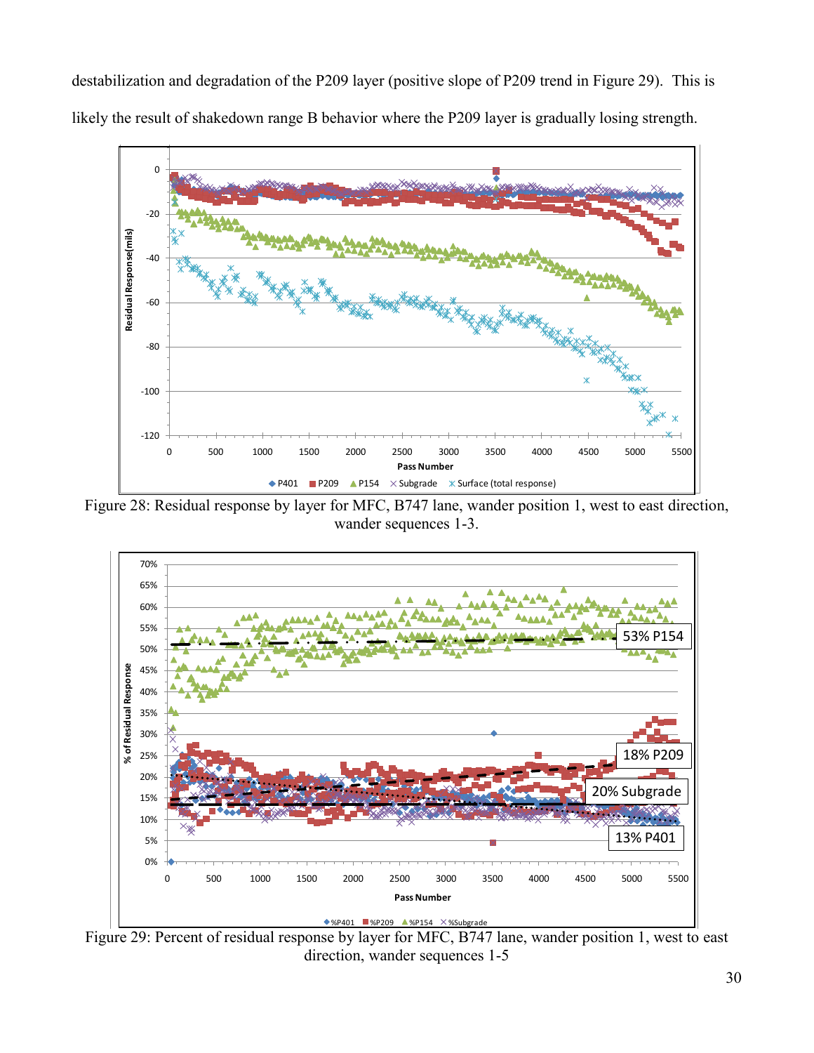destabilization and degradation of the P209 layer (positive slope of P209 trend in Figure 29). This is likely the result of shakedown range B behavior where the P209 layer is gradually losing strength.

Figure 28: Residual response by layer for MFC, B747 lane, wander position 1, west to east direction, wander sequences 1-3.

Figure 29: Percent of residual response by layer for MFC, B747 lane, wander position 1, west to east direction, wander sequences 1-5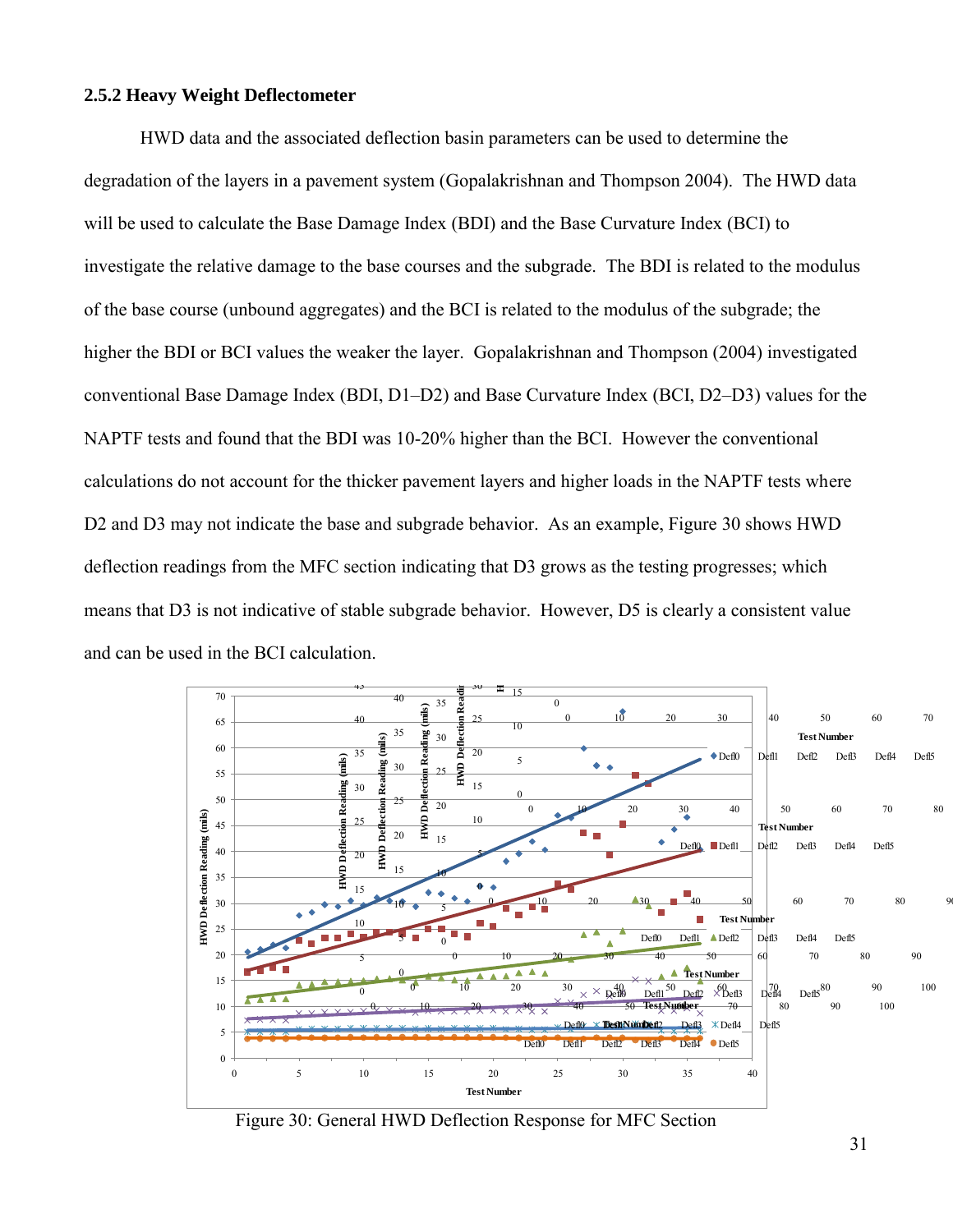### 2.5.2 Heavy Weight Deflectometer

HWD data and the associated deflection basin parameters can be used to determine the degradation of the layers in a pavement system (Gopalakrishnan and Thompson 2004). The HWD data will be used to calculate the Base Damage Index (BDI) and the Base Curvature Index (BCI) to investigate the relative damage to the base courses and the subgrade. The BDI is related to the modulus of the base course (unbound aggregates) and the BCI is related to the modulus of the subgrade; the higher the BDI or BCI values the weaker the layer. Gopalakrishnan and Thompson (2004) investigated conventional Base Damage Index (BDI, D1–D2) and Base Curvature Index (BCI, D2–D3) values for the NAPTF tests and found that the BDI was 10-20% higher than the BCI. However the conventional calculations do not account for the thicker pavement layers and higher loads in the NAPTF tests where D2 and D3 may not indicate the base and subgrade behavior. As an example, Figure 30 shows HWD deflection readings from the MFC section indicating that D3 grows as the testing progresses; which means that D3 is not indicative of stable subgrade behavior. However, D5 is clearly a consistent value and can be used in the BCI calculation.

Figure 30: General HWD Deflection Response for MFC Section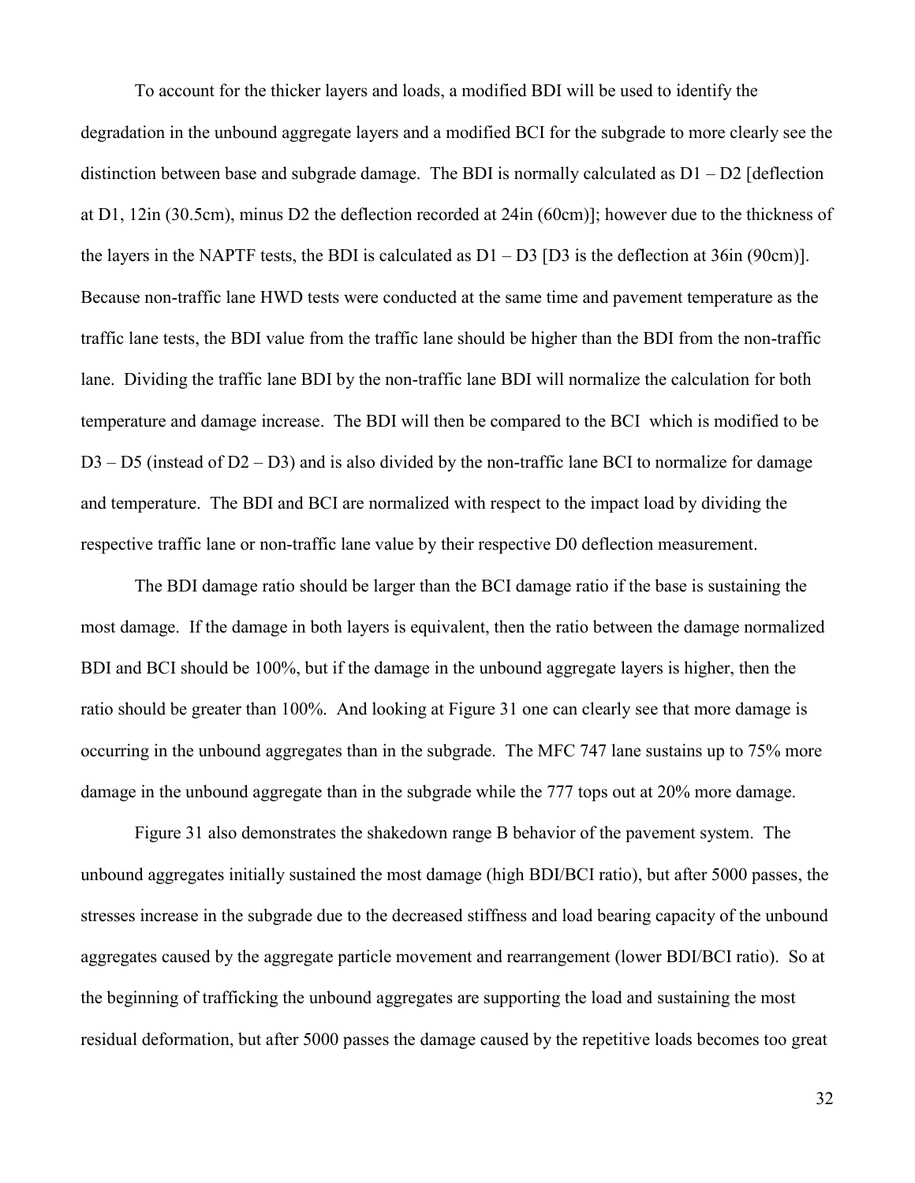To account for the thicker layers and loads, a modified BDI will be used to identify the degradation in the unbound aggregate layers and a modified BCI for the subgrade to more clearly see the distinction between base and subgrade damage. The BDI is normally calculated as D1 – D2 [deflection at D1, 12in (30.5cm), minus D2 the deflection recorded at 24in (60cm)]; however due to the thickness of the layers in the NAPTF tests, the BDI is calculated as D1 – D3 [D3 is the deflection at 36in (90cm)]. Because non-traffic lane HWD tests were conducted at the same time and pavement temperature as the traffic lane tests, the BDI value from the traffic lane should be higher than the BDI from the non-traffic lane. Dividing the traffic lane BDI by the non-traffic lane BDI will normalize the calculation for both temperature and damage increase. The BDI will then be compared to the BCI which is modified to be D3 – D5 (instead of D2 – D3) and is also divided by the non-traffic lane BCI to normalize for damage and temperature. The BDI and BCI are normalized with respect to the impact load by dividing the respective traffic lane or non-traffic lane value by their respective D0 deflection measurement.

The BDI damage ratio should be larger than the BCI damage ratio if the base is sustaining the most damage. If the damage in both layers is equivalent, then the ratio between the damage normalized BDI and BCI should be 100%, but if the damage in the unbound aggregate layers is higher, then the ratio should be greater than 100%. And looking at Figure 31 one can clearly see that more damage is occurring in the unbound aggregates than in the subgrade. The MFC 747 lane sustains up to 75% more damage in the unbound aggregate than in the subgrade while the 777 tops out at 20% more damage.

Figure 31 also demonstrates the shakedown range B behavior of the pavement system. The unbound aggregates initially sustained the most damage (high BDI/BCI ratio), but after 5000 passes, the stresses increase in the subgrade due to the decreased stiffness and load bearing capacity of the unbound aggregates caused by the aggregate particle movement and rearrangement (lower BDI/BCI ratio). So at the beginning of trafficking the unbound aggregates are supporting the load and sustaining the most residual deformation, but after 5000 passes the damage caused by the repetitive loads becomes too great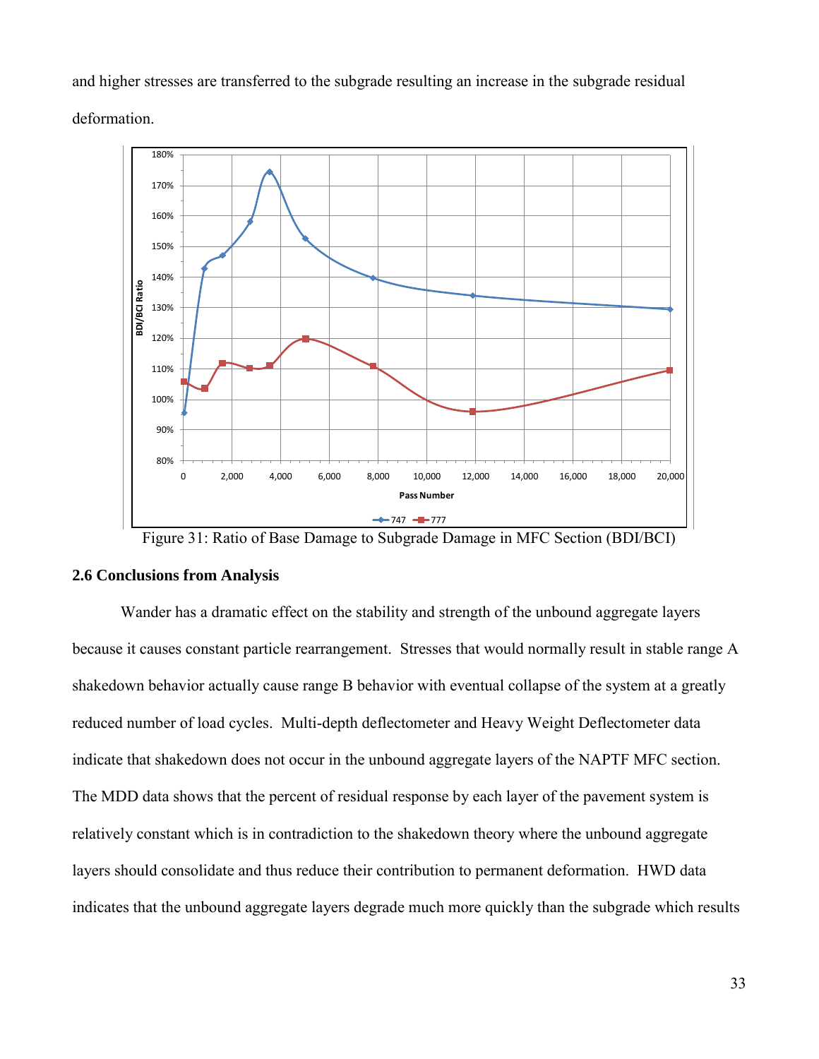and higher stresses are transferred to the subgrade resulting an increase in the subgrade residual deformation.

Figure 31: Ratio of Base Damage to Subgrade Damage in MFC Section (BDI/BCI)

### 2.6 Conclusions from Analysis

Wander has a dramatic effect on the stability and strength of the unbound aggregate layers because it causes constant particle rearrangement. Stresses that would normally result in stable range A shakedown behavior actually cause range B behavior with eventual collapse of the system at a greatly reduced number of load cycles. Multi-depth deflectometer and Heavy Weight Deflectometer data indicate that shakedown does not occur in the unbound aggregate layers of the NAPTF MFC section. The MDD data shows that the percent of residual response by each layer of the pavement system is relatively constant which is in contradiction to the shakedown theory where the unbound aggregate layers should consolidate and thus reduce their contribution to permanent deformation. HWD data indicates that the unbound aggregate layers degrade much more quickly than the subgrade which results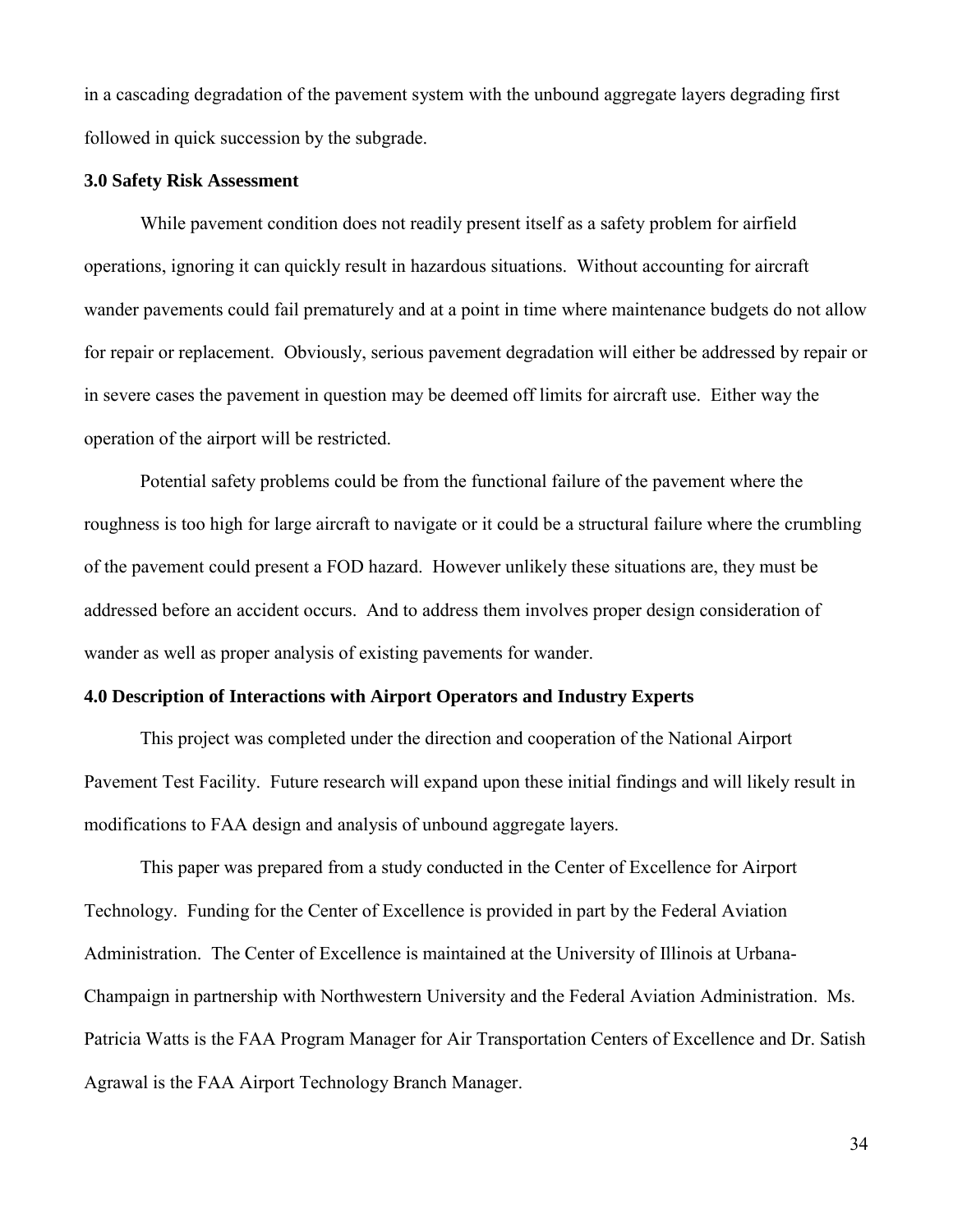in a cascading degradation of the pavement system with the unbound aggregate layers degrading first followed in quick succession by the subgrade.

### 3.0 Safety Risk Assessment

While pavement condition does not readily present itself as a safety problem for airfield operations, ignoring it can quickly result in hazardous situations. Without accounting for aircraft wander pavements could fail prematurely and at a point in time where maintenance budgets do not allow for repair or replacement. Obviously, serious pavement degradation will either be addressed by repair or in severe cases the pavement in question may be deemed off limits for aircraft use. Either way the operation of the airport will be restricted.

Potential safety problems could be from the functional failure of the pavement where the roughness is too high for large aircraft to navigate or it could be a structural failure where the crumbling of the pavement could present a FOD hazard. However unlikely these situations are, they must be addressed before an accident occurs. And to address them involves proper design consideration of wander as well as proper analysis of existing pavements for wander.

### 4.0 Description of Interactions with Airport Operators and Industry Experts

This project was completed under the direction and cooperation of the National Airport Pavement Test Facility. Future research will expand upon these initial findings and will likely result in modifications to FAA design and analysis of unbound aggregate layers.

This paper was prepared from a study conducted in the Center of Excellence for Airport Technology. Funding for the Center of Excellence is provided in part by the Federal Aviation Administration. The Center of Excellence is maintained at the University of Illinois at Urbana-Champaign in partnership with Northwestern University and the Federal Aviation Administration. Ms. Patricia Watts is the FAA Program Manager for Air Transportation Centers of Excellence and Dr. Satish Agrawal is the FAA Airport Technology Branch Manager.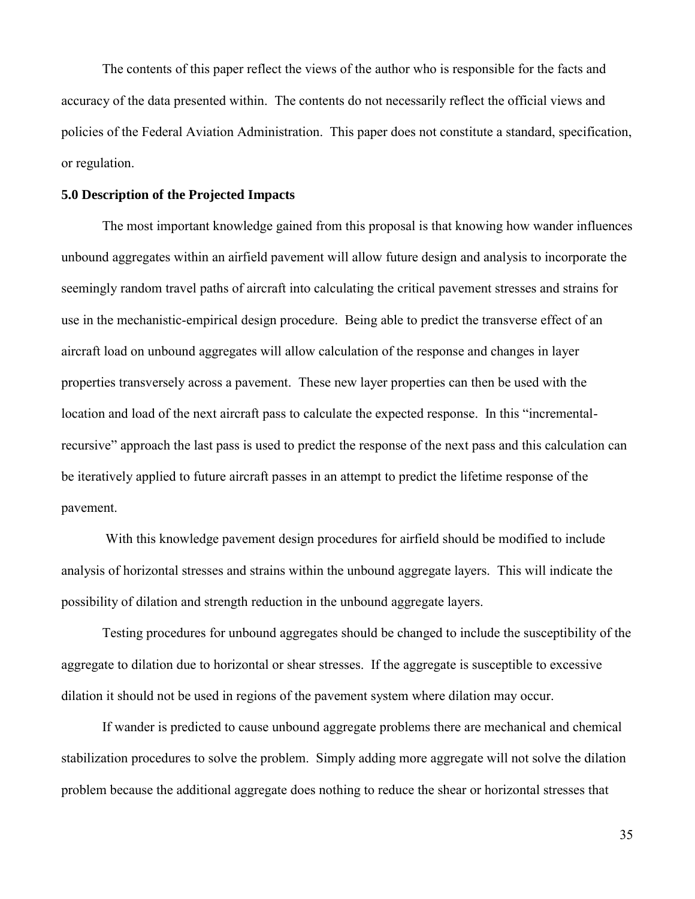The contents of this paper reflect the views of the author who is responsible for the facts and accuracy of the data presented within. The contents do not necessarily reflect the official views and policies of the Federal Aviation Administration. This paper does not constitute a standard, specification, or regulation.

**5.0 Description of the Projected Impacts**

The most important knowledge gained from this proposal is that knowing how wander influences unbound aggregates within an airfield pavement will allow future design and analysis to incorporate the seemingly random travel paths of aircraft into calculating the critical pavement stresses and strains for use in the mechanistic-empirical design procedure. Being able to predict the transverse effect of an aircraft load on unbound aggregates will allow calculation of the response and changes in layer properties transversely across a pavement. These new layer properties can then be used with the location and load of the next aircraft pass to calculate the expected response. In this "incremental-recursive" approach the last pass is used to predict the response of the next pass and this calculation can be iteratively applied to future aircraft passes in an attempt to predict the lifetime response of the pavement.

With this knowledge pavement design procedures for airfield should be modified to include analysis of horizontal stresses and strains within the unbound aggregate layers. This will indicate the possibility of dilation and strength reduction in the unbound aggregate layers.

Testing procedures for unbound aggregates should be changed to include the susceptibility of the aggregate to dilation due to horizontal or shear stresses. If the aggregate is susceptible to excessive dilation it should not be used in regions of the pavement system where dilation may occur.

If wander is predicted to cause unbound aggregate problems there are mechanical and chemical stabilization procedures to solve the problem. Simply adding more aggregate will not solve the dilation problem because the additional aggregate does nothing to reduce the shear or horizontal stresses that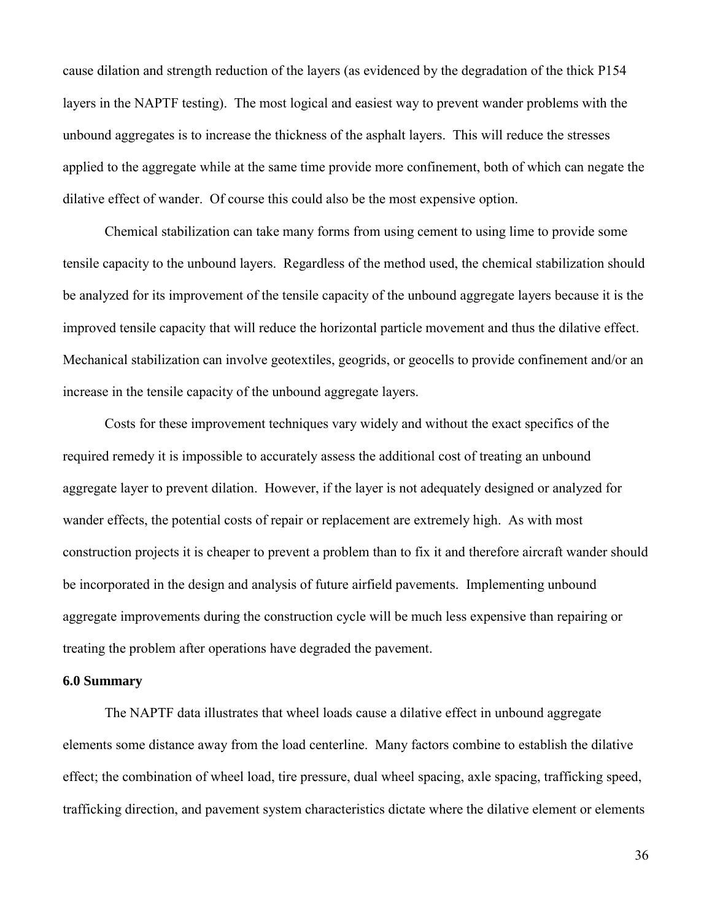cause dilation and strength reduction of the layers (as evidenced by the degradation of the thick P154 layers in the NAPTF testing). The most logical and easiest way to prevent wander problems with the unbound aggregates is to increase the thickness of the asphalt layers. This will reduce the stresses applied to the aggregate while at the same time provide more confinement, both of which can negate the dilative effect of wander. Of course this could also be the most expensive option.

Chemical stabilization can take many forms from using cement to using lime to provide some tensile capacity to the unbound layers. Regardless of the method used, the chemical stabilization should be analyzed for its improvement of the tensile capacity of the unbound aggregate layers because it is the improved tensile capacity that will reduce the horizontal particle movement and thus the dilative effect. Mechanical stabilization can involve geotextiles, geogrids, or geocells to provide confinement and/or an increase in the tensile capacity of the unbound aggregate layers.

Costs for these improvement techniques vary widely and without the exact specifics of the required remedy it is impossible to accurately assess the additional cost of treating an unbound aggregate layer to prevent dilation. However, if the layer is not adequately designed or analyzed for wander effects, the potential costs of repair or replacement are extremely high. As with most construction projects it is cheaper to prevent a problem than to fix it and therefore aircraft wander should be incorporated in the design and analysis of future airfield pavements. Implementing unbound aggregate improvements during the construction cycle will be much less expensive than repairing or treating the problem after operations have degraded the pavement.

## 6.0 Summary

The NAPTF data illustrates that wheel loads cause a dilative effect in unbound aggregate elements some distance away from the load centerline. Many factors combine to establish the dilative effect; the combination of wheel load, tire pressure, dual wheel spacing, axle spacing, trafficking speed, trafficking direction, and pavement system characteristics dictate where the dilative element or elements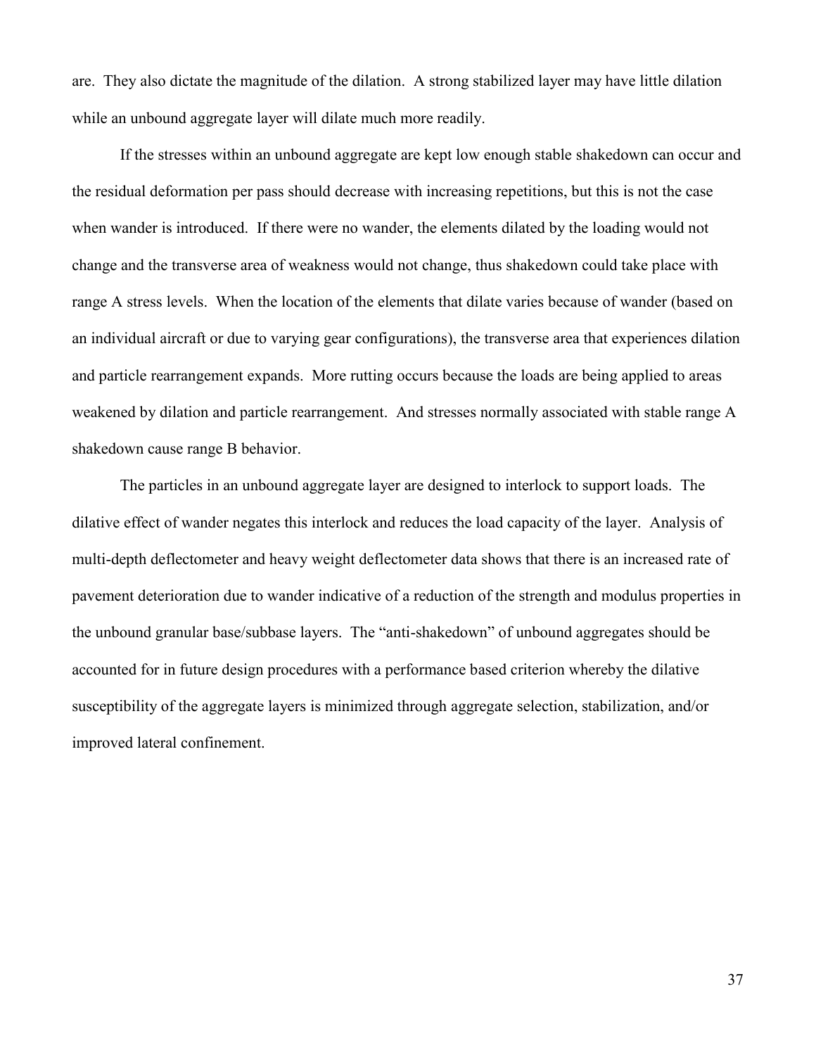are. They also dictate the magnitude of the dilation. A strong stabilized layer may have little dilation while an unbound aggregate layer will dilate much more readily.

If the stresses within an unbound aggregate are kept low enough stable shakedown can occur and the residual deformation per pass should decrease with increasing repetitions, but this is not the case when wander is introduced. If there were no wander, the elements dilated by the loading would not change and the transverse area of weakness would not change, thus shakedown could take place with range A stress levels. When the location of the elements that dilate varies because of wander (based on an individual aircraft or due to varying gear configurations), the transverse area that experiences dilation and particle rearrangement expands. More rutting occurs because the loads are being applied to areas weakened by dilation and particle rearrangement. And stresses normally associated with stable range A shakedown cause range B behavior.

The particles in an unbound aggregate layer are designed to interlock to support loads. The dilative effect of wander negates this interlock and reduces the load capacity of the layer. Analysis of multi-depth deflectometer and heavy weight deflectometer data shows that there is an increased rate of pavement deterioration due to wander indicative of a reduction of the strength and modulus properties in the unbound granular base/subbase layers. The "anti-shakedown" of unbound aggregates should be accounted for in future design procedures with a performance based criterion whereby the dilative susceptibility of the aggregate layers is minimized through aggregate selection, stabilization, and/or improved lateral confinement.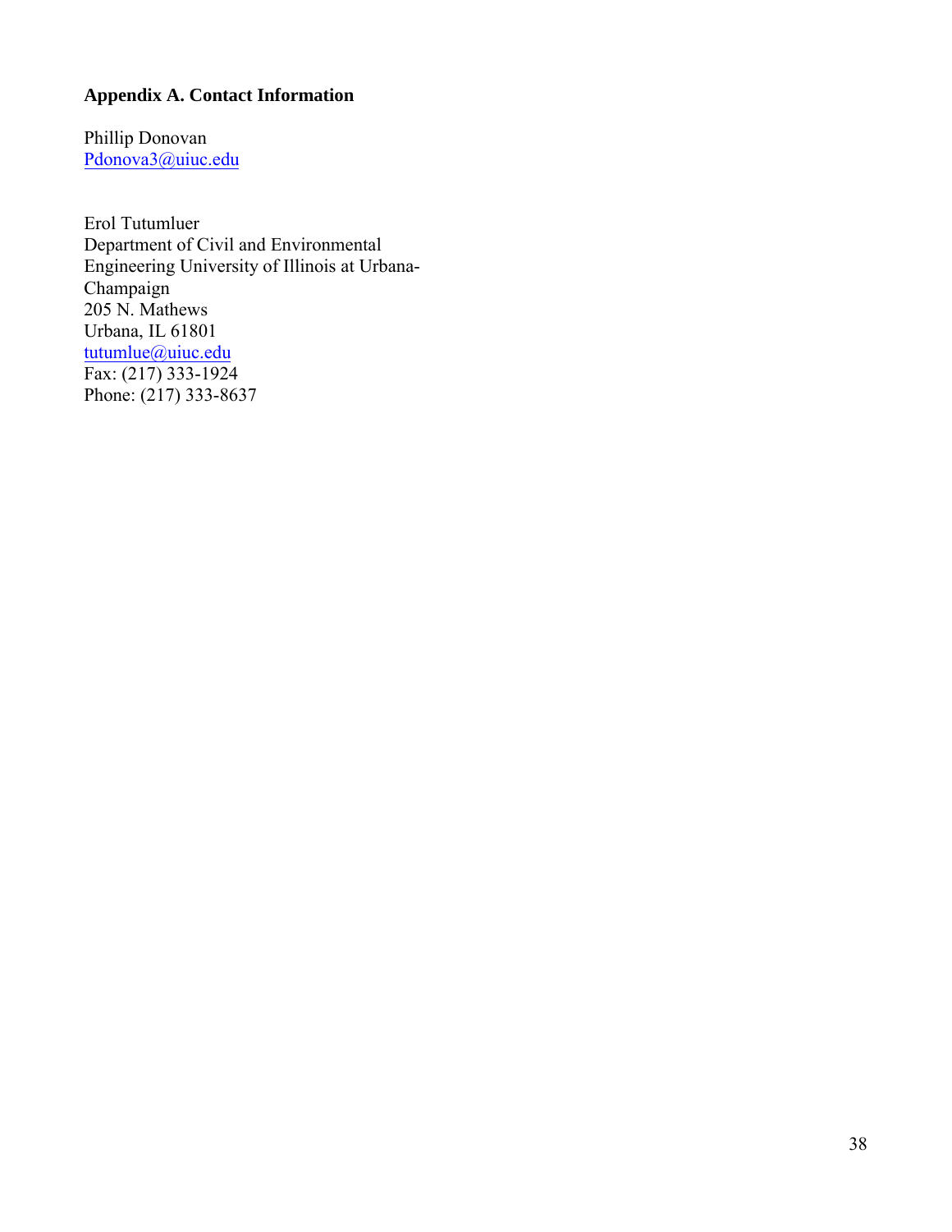## Appendix A. Contact Information

Phillip Donovan  
Pdonova3@uiuc.edu

Erol Tutumluer  
Department of Civil and Environmental Engineering University of Illinois at Urbana-Champaign  
205 N. Mathews  
Urbana, IL 61801  
tutumlue@uiuc.edu  
Fax: (217) 333-1924  
Phone: (217) 333-8637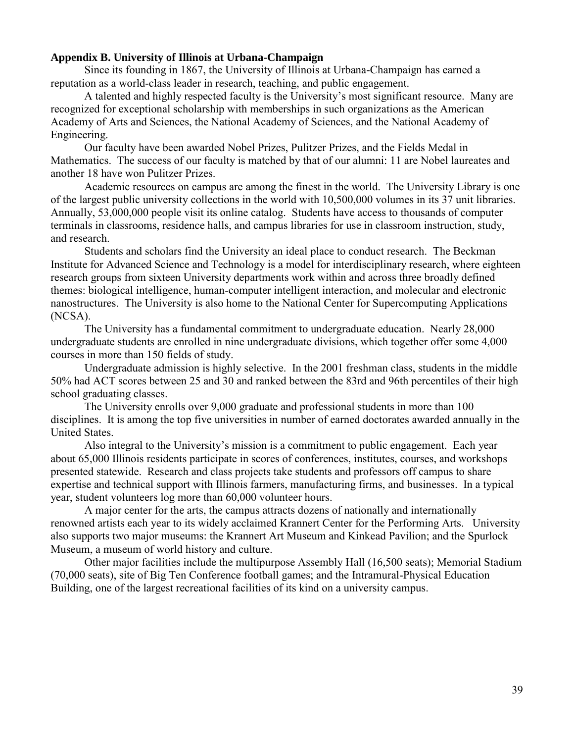## Appendix B. University of Illinois at Urbana-Champaign

Since its founding in 1867, the University of Illinois at Urbana-Champaign has earned a reputation as a world-class leader in research, teaching, and public engagement.

A talented and highly respected faculty is the University's most significant resource. Many are recognized for exceptional scholarship with memberships in such organizations as the American Academy of Arts and Sciences, the National Academy of Sciences, and the National Academy of Engineering.

Our faculty have been awarded Nobel Prizes, Pulitzer Prizes, and the Fields Medal in Mathematics. The success of our faculty is matched by that of our alumni: 11 are Nobel laureates and another 18 have won Pulitzer Prizes.

Academic resources on campus are among the finest in the world. The University Library is one of the largest public university collections in the world with 10,500,000 volumes in its 37 unit libraries. Annually, 53,000,000 people visit its online catalog. Students have access to thousands of computer terminals in classrooms, residence halls, and campus libraries for use in classroom instruction, study, and research.

Students and scholars find the University an ideal place to conduct research. The Beckman Institute for Advanced Science and Technology is a model for interdisciplinary research, where eighteen research groups from sixteen University departments work within and across three broadly defined themes: biological intelligence, human-computer intelligent interaction, and molecular and electronic nanostructures. The University is also home to the National Center for Supercomputing Applications (NCSA).

The University has a fundamental commitment to undergraduate education. Nearly 28,000 undergraduate students are enrolled in nine undergraduate divisions, which together offer some 4,000 courses in more than 150 fields of study.

Undergraduate admission is highly selective. In the 2001 freshman class, students in the middle 50% had ACT scores between 25 and 30 and ranked between the 83rd and 96th percentiles of their high school graduating classes.

The University enrolls over 9,000 graduate and professional students in more than 100 disciplines. It is among the top five universities in number of earned doctorates awarded annually in the United States.

Also integral to the University's mission is a commitment to public engagement. Each year about 65,000 Illinois residents participate in scores of conferences, institutes, courses, and workshops presented statewide. Research and class projects take students and professors off campus to share expertise and technical support with Illinois farmers, manufacturing firms, and businesses. In a typical year, student volunteers log more than 60,000 volunteer hours.

A major center for the arts, the campus attracts dozens of nationally and internationally renowned artists each year to its widely acclaimed Krannert Center for the Performing Arts. University also supports two major museums: the Krannert Art Museum and Kinkead Pavilion; and the Spurlock Museum, a museum of world history and culture.

Other major facilities include the multipurpose Assembly Hall (16,500 seats); Memorial Stadium (70,000 seats), site of Big Ten Conference football games; and the Intramural-Physical Education Building, one of the largest recreational facilities of its kind on a university campus.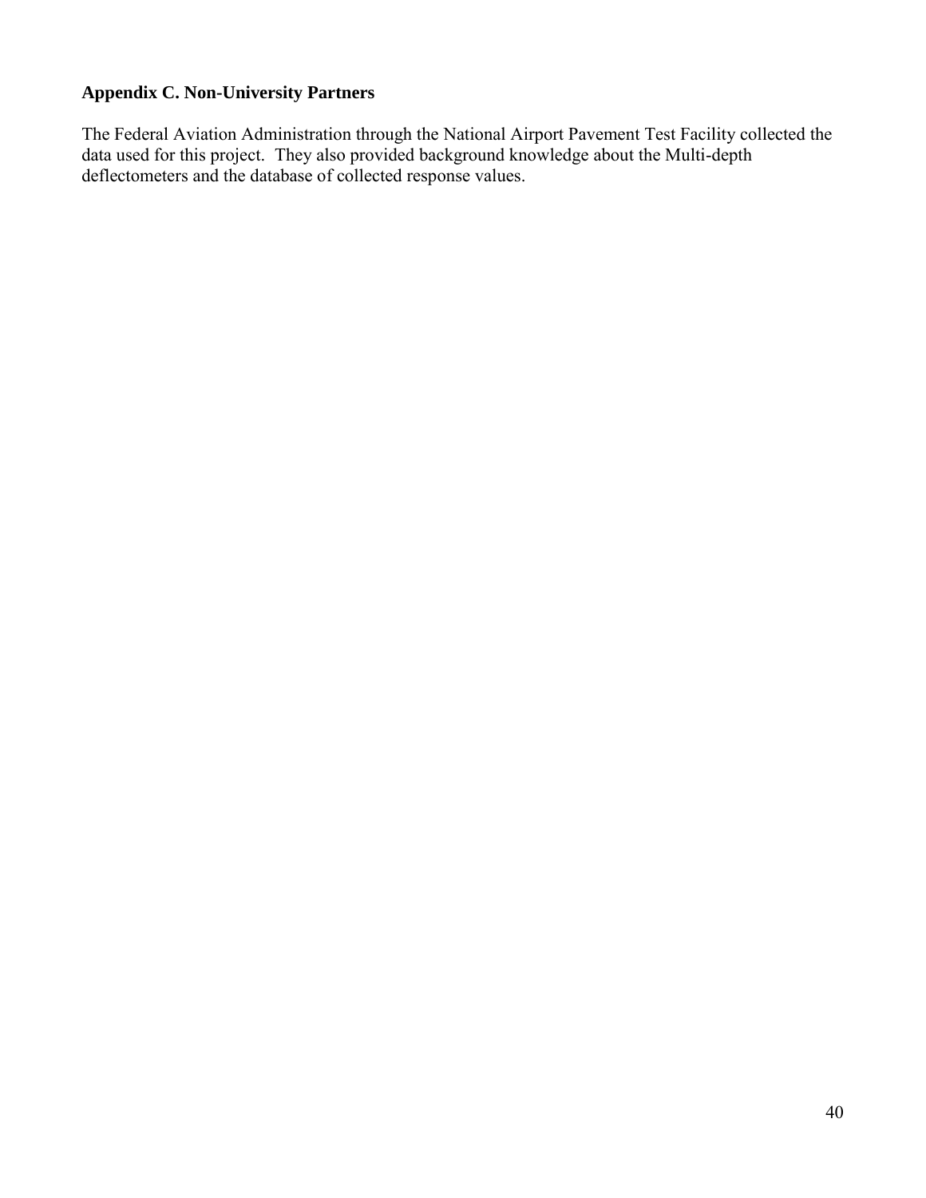## Appendix C. Non-University Partners

The Federal Aviation Administration through the National Airport Pavement Test Facility collected the data used for this project. They also provided background knowledge about the Multi-depth deflectometers and the database of collected response values.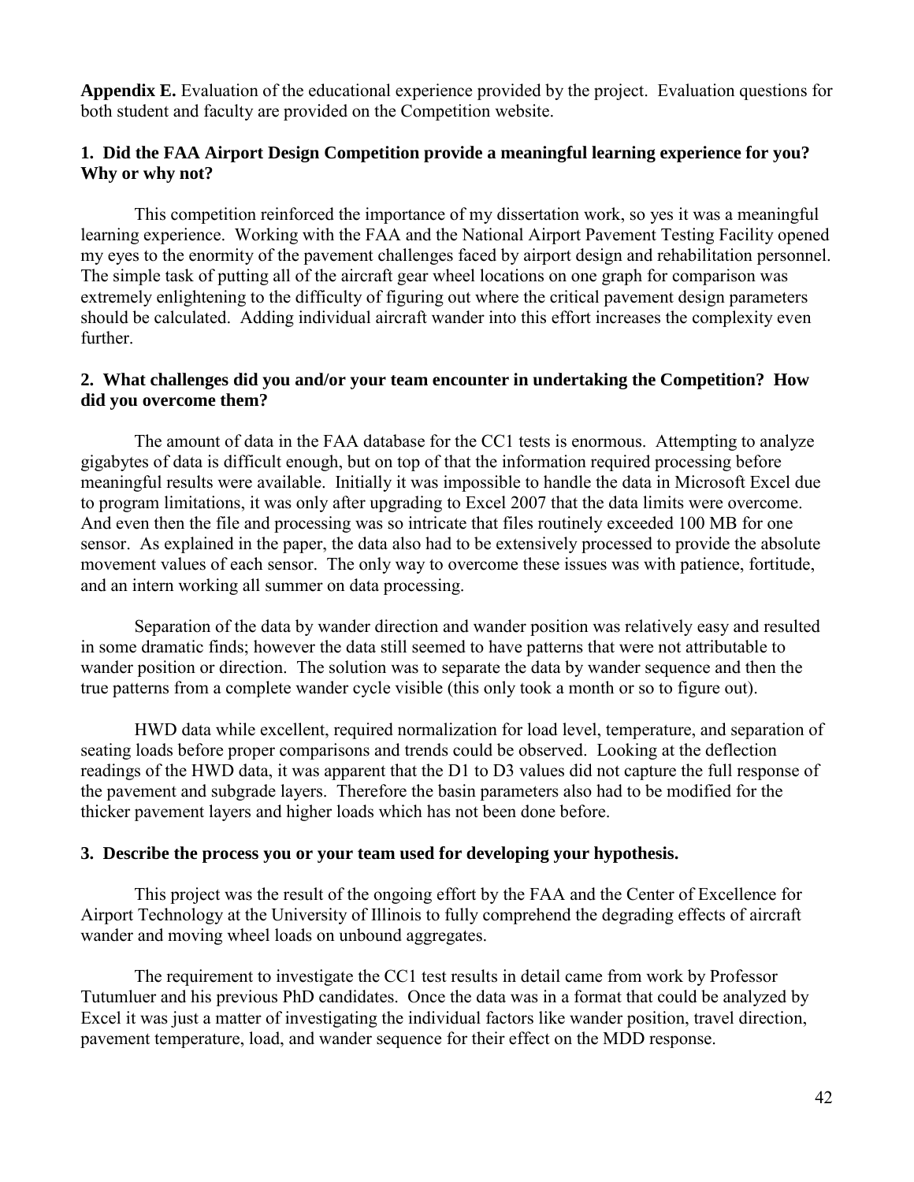**Appendix E.** Evaluation of the educational experience provided by the project. Evaluation questions for both student and faculty are provided on the Competition website.

**1. Did the FAA Airport Design Competition provide a meaningful learning experience for you? Why or why not?**

This competition reinforced the importance of my dissertation work, so yes it was a meaningful learning experience. Working with the FAA and the National Airport Pavement Testing Facility opened my eyes to the enormity of the pavement challenges faced by airport design and rehabilitation personnel. The simple task of putting all of the aircraft gear wheel locations on one graph for comparison was extremely enlightening to the difficulty of figuring out where the critical pavement design parameters should be calculated. Adding individual aircraft wander into this effort increases the complexity even further.

**2. What challenges did you and/or your team encounter in undertaking the Competition? How did you overcome them?**

The amount of data in the FAA database for the CC1 tests is enormous. Attempting to analyze gigabytes of data is difficult enough, but on top of that the information required processing before meaningful results were available. Initially it was impossible to handle the data in Microsoft Excel due to program limitations, it was only after upgrading to Excel 2007 that the data limits were overcome. And even then the file and processing was so intricate that files routinely exceeded 100 MB for one sensor. As explained in the paper, the data also had to be extensively processed to provide the absolute movement values of each sensor. The only way to overcome these issues was with patience, fortitude, and an intern working all summer on data processing.

Separation of the data by wander direction and wander position was relatively easy and resulted in some dramatic finds; however the data still seemed to have patterns that were not attributable to wander position or direction. The solution was to separate the data by wander sequence and then the true patterns from a complete wander cycle visible (this only took a month or so to figure out).

HWD data while excellent, required normalization for load level, temperature, and separation of seating loads before proper comparisons and trends could be observed. Looking at the deflection readings of the HWD data, it was apparent that the D1 to D3 values did not capture the full response of the pavement and subgrade layers. Therefore the basin parameters also had to be modified for the thicker pavement layers and higher loads which has not been done before.

**3. Describe the process you or your team used for developing your hypothesis.**

This project was the result of the ongoing effort by the FAA and the Center of Excellence for Airport Technology at the University of Illinois to fully comprehend the degrading effects of aircraft wander and moving wheel loads on unbound aggregates.

The requirement to investigate the CC1 test results in detail came from work by Professor Tutumluer and his previous PhD candidates. Once the data was in a format that could be analyzed by Excel it was just a matter of investigating the individual factors like wander position, travel direction, pavement temperature, load, and wander sequence for their effect on the MDD response.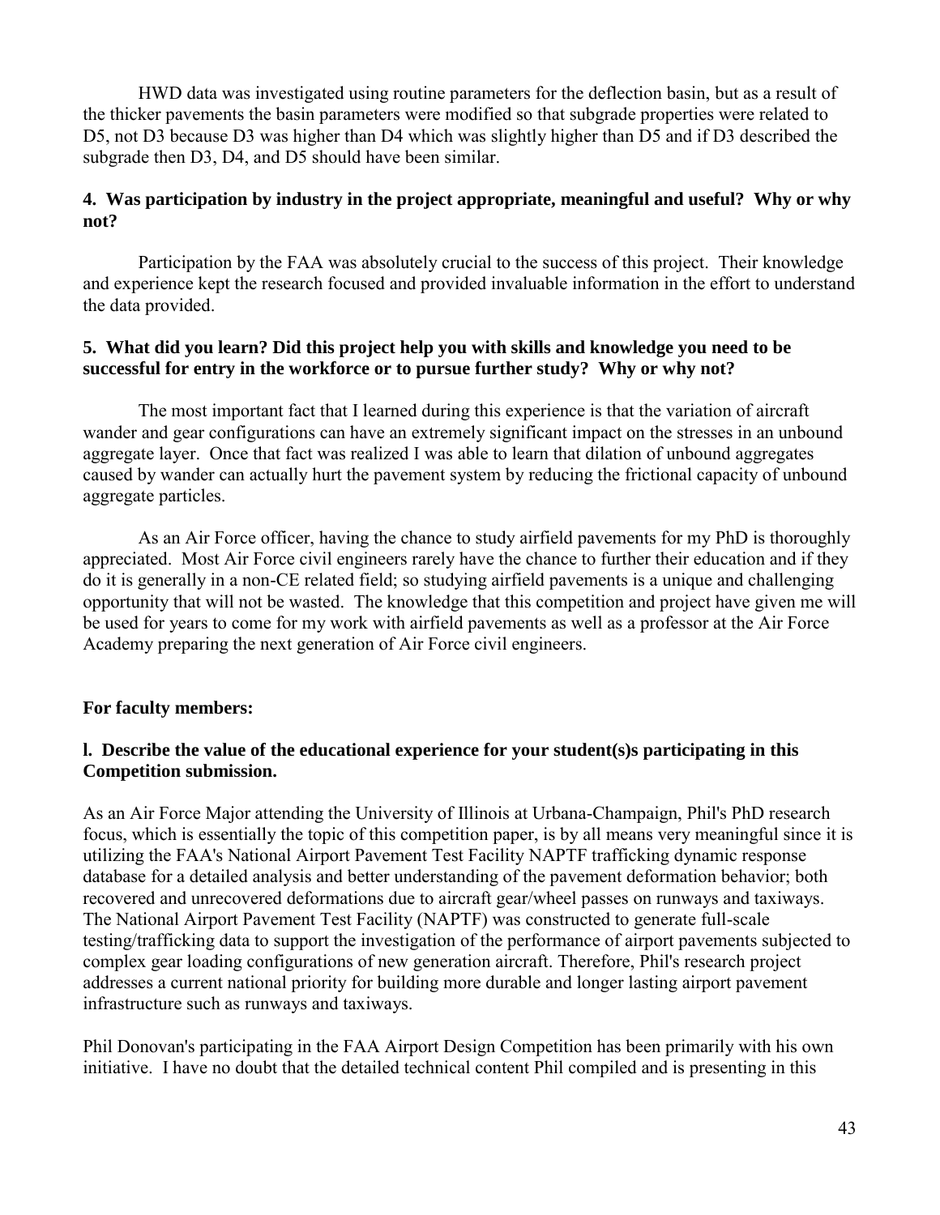HWD data was investigated using routine parameters for the deflection basin, but as a result of the thicker pavements the basin parameters were modified so that subgrade properties were related to D5, not D3 because D3 was higher than D4 which was slightly higher than D5 and if D3 described the subgrade then D3, D4, and D5 should have been similar.

**4. Was participation by industry in the project appropriate, meaningful and useful? Why or why not?**

Participation by the FAA was absolutely crucial to the success of this project. Their knowledge and experience kept the research focused and provided invaluable information in the effort to understand the data provided.

**5. What did you learn? Did this project help you with skills and knowledge you need to be successful for entry in the workforce or to pursue further study? Why or why not?**

The most important fact that I learned during this experience is that the variation of aircraft wander and gear configurations can have an extremely significant impact on the stresses in an unbound aggregate layer. Once that fact was realized I was able to learn that dilation of unbound aggregates caused by wander can actually hurt the pavement system by reducing the frictional capacity of unbound aggregate particles.

As an Air Force officer, having the chance to study airfield pavements for my PhD is thoroughly appreciated. Most Air Force civil engineers rarely have the chance to further their education and if they do it is generally in a non-CE related field; so studying airfield pavements is a unique and challenging opportunity that will not be wasted. The knowledge that this competition and project have given me will be used for years to come for my work with airfield pavements as well as a professor at the Air Force Academy preparing the next generation of Air Force civil engineers.

**For faculty members:**

**l. Describe the value of the educational experience for your student(s)s participating in this Competition submission.**

As an Air Force Major attending the University of Illinois at Urbana-Champaign, Phil's PhD research focus, which is essentially the topic of this competition paper, is by all means very meaningful since it is utilizing the FAA's National Airport Pavement Test Facility NAPTF trafficking dynamic response database for a detailed analysis and better understanding of the pavement deformation behavior; both recovered and unrecovered deformations due to aircraft gear/wheel passes on runways and taxiways. The National Airport Pavement Test Facility (NAPTF) was constructed to generate full-scale testing/trafficking data to support the investigation of the performance of airport pavements subjected to complex gear loading configurations of new generation aircraft. Therefore, Phil's research project addresses a current national priority for building more durable and longer lasting airport pavement infrastructure such as runways and taxiways.

Phil Donovan's participating in the FAA Airport Design Competition has been primarily with his own initiative. I have no doubt that the detailed technical content Phil compiled and is presenting in this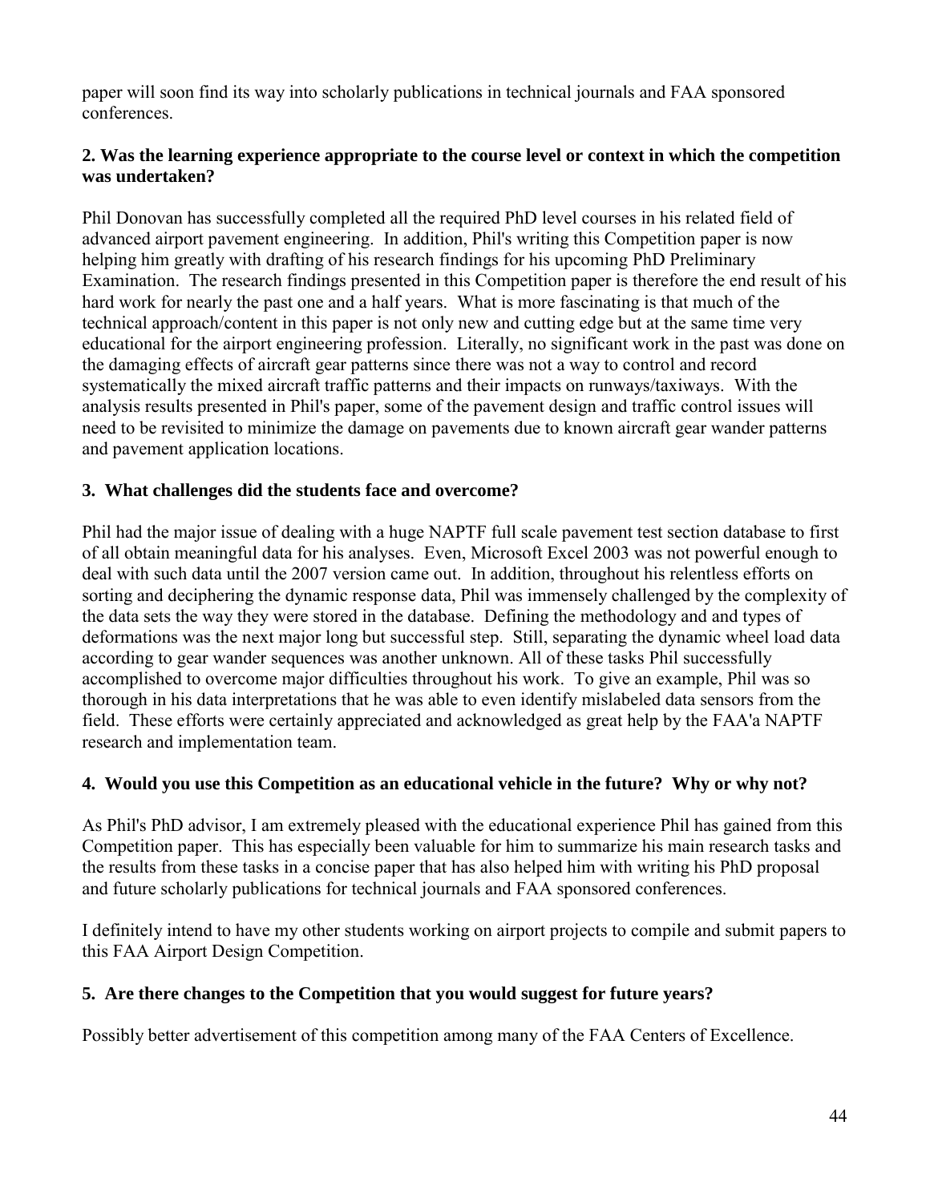paper will soon find its way into scholarly publications in technical journals and FAA sponsored conferences.

**2. Was the learning experience appropriate to the course level or context in which the competition was undertaken?**

Phil Donovan has successfully completed all the required PhD level courses in his related field of advanced airport pavement engineering. In addition, Phil's writing this Competition paper is now helping him greatly with drafting of his research findings for his upcoming PhD Preliminary Examination. The research findings presented in this Competition paper is therefore the end result of his hard work for nearly the past one and a half years. What is more fascinating is that much of the technical approach/content in this paper is not only new and cutting edge but at the same time very educational for the airport engineering profession. Literally, no significant work in the past was done on the damaging effects of aircraft gear patterns since there was not a way to control and record systematically the mixed aircraft traffic patterns and their impacts on runways/taxiways. With the analysis results presented in Phil's paper, some of the pavement design and traffic control issues will need to be revisited to minimize the damage on pavements due to known aircraft gear wander patterns and pavement application locations.

**3. What challenges did the students face and overcome?**

Phil had the major issue of dealing with a huge NAPTF full scale pavement test section database to first of all obtain meaningful data for his analyses. Even, Microsoft Excel 2003 was not powerful enough to deal with such data until the 2007 version came out. In addition, throughout his relentless efforts on sorting and deciphering the dynamic response data, Phil was immensely challenged by the complexity of the data sets the way they were stored in the database. Defining the methodology and and types of deformations was the next major long but successful step. Still, separating the dynamic wheel load data according to gear wander sequences was another unknown. All of these tasks Phil successfully accomplished to overcome major difficulties throughout his work. To give an example, Phil was so thorough in his data interpretations that he was able to even identify mislabeled data sensors from the field. These efforts were certainly appreciated and acknowledged as great help by the FAA'a NAPTF research and implementation team.

**4. Would you use this Competition as an educational vehicle in the future? Why or why not?**

As Phil's PhD advisor, I am extremely pleased with the educational experience Phil has gained from this Competition paper. This has especially been valuable for him to summarize his main research tasks and the results from these tasks in a concise paper that has also helped him with writing his PhD proposal and future scholarly publications for technical journals and FAA sponsored conferences.

I definitely intend to have my other students working on airport projects to compile and submit papers to this FAA Airport Design Competition.

**5. Are there changes to the Competition that you would suggest for future years?**

Possibly better advertisement of this competition among many of the FAA Centers of Excellence.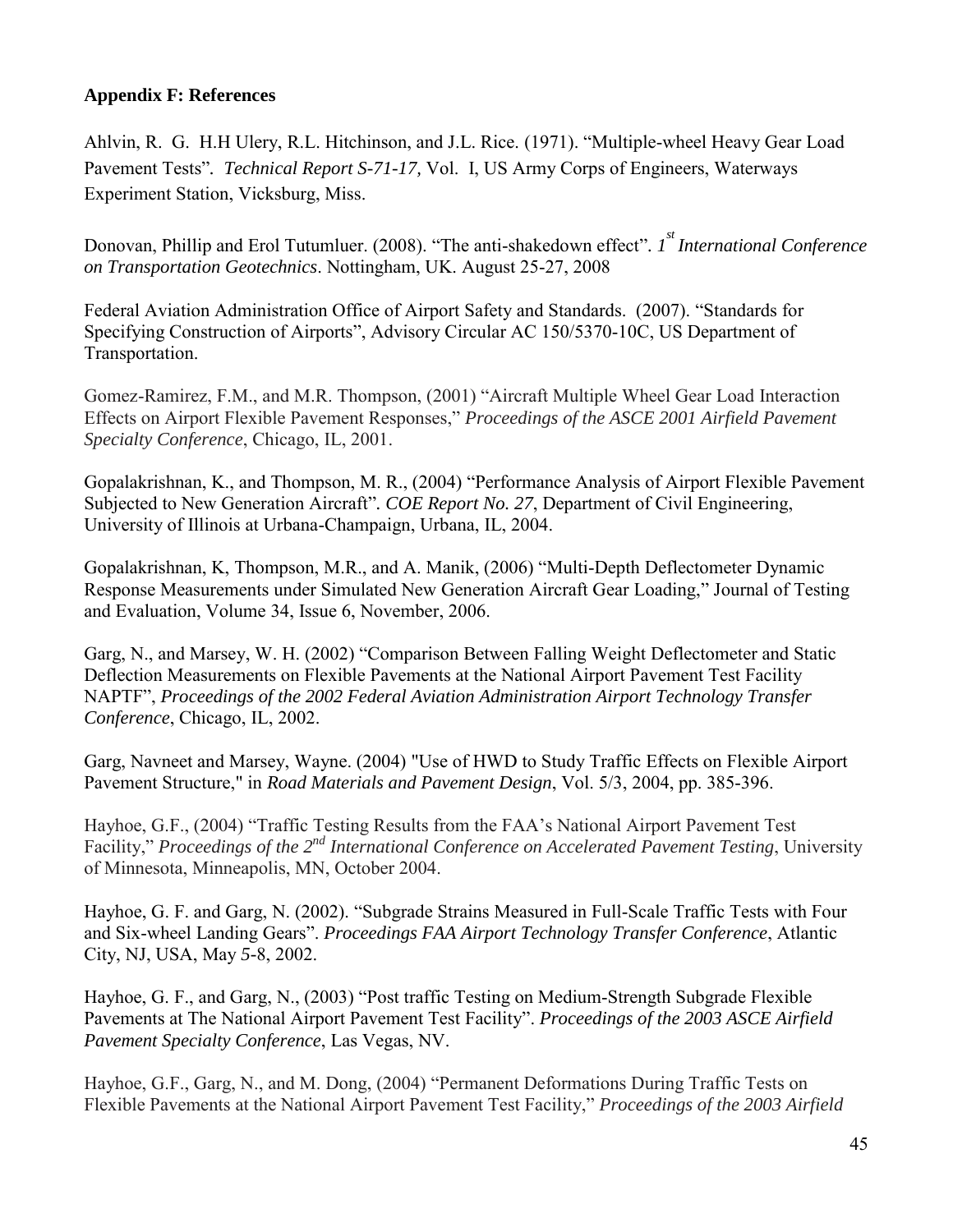**Appendix F: References**

Ahlvin, R. G. H.H Ulery, R.L. Hitchinson, and J.L. Rice. (1971). "Multiple-wheel Heavy Gear Load Pavement Tests". *Technical Report S-71-17,* Vol. I, US Army Corps of Engineers, Waterways Experiment Station, Vicksburg, Miss.

Donovan, Phillip and Erol Tutumluer. (2008). "The anti-shakedown effect". *1st International Conference on Transportation Geotechnics*. Nottingham, UK. August 25-27, 2008

Federal Aviation Administration Office of Airport Safety and Standards. (2007). "Standards for Specifying Construction of Airports", Advisory Circular AC 150/5370-10C, US Department of Transportation.

Gomez-Ramirez, F.M., and M.R. Thompson, (2001) "Aircraft Multiple Wheel Gear Load Interaction Effects on Airport Flexible Pavement Responses," *Proceedings of the ASCE 2001 Airfield Pavement Specialty Conference*, Chicago, IL, 2001.

Gopalakrishnan, K., and Thompson, M. R., (2004) "Performance Analysis of Airport Flexible Pavement Subjected to New Generation Aircraft". *COE Report No. 27*, Department of Civil Engineering, University of Illinois at Urbana-Champaign, Urbana, IL, 2004.

Gopalakrishnan, K, Thompson, M.R., and A. Manik, (2006) "Multi-Depth Deflectometer Dynamic Response Measurements under Simulated New Generation Aircraft Gear Loading," Journal of Testing and Evaluation, Volume 34, Issue 6, November, 2006.

Garg, N., and Marsey, W. H. (2002) "Comparison Between Falling Weight Deflectometer and Static Deflection Measurements on Flexible Pavements at the National Airport Pavement Test Facility NAPTF", *Proceedings of the 2002 Federal Aviation Administration Airport Technology Transfer Conference*, Chicago, IL, 2002.

Garg, Navneet and Marsey, Wayne. (2004) "Use of HWD to Study Traffic Effects on Flexible Airport Pavement Structure," in *Road Materials and Pavement Design*, Vol. 5/3, 2004, pp. 385-396.

Hayhoe, G.F., (2004) "Traffic Testing Results from the FAA's National Airport Pavement Test Facility," *Proceedings of the 2nd International Conference on Accelerated Pavement Testing*, University of Minnesota, Minneapolis, MN, October 2004.

Hayhoe, G. F. and Garg, N. (2002). "Subgrade Strains Measured in Full-Scale Traffic Tests with Four and Six-wheel Landing Gears". *Proceedings FAA Airport Technology Transfer Conference*, Atlantic City, NJ, USA, May 5-8, 2002.

Hayhoe, G. F., and Garg, N., (2003) "Post traffic Testing on Medium-Strength Subgrade Flexible Pavements at The National Airport Pavement Test Facility". *Proceedings of the 2003 ASCE Airfield Pavement Specialty Conference*, Las Vegas, NV.

Hayhoe, G.F., Garg, N., and M. Dong, (2004) "Permanent Deformations During Traffic Tests on Flexible Pavements at the National Airport Pavement Test Facility," *Proceedings of the 2003 Airfield*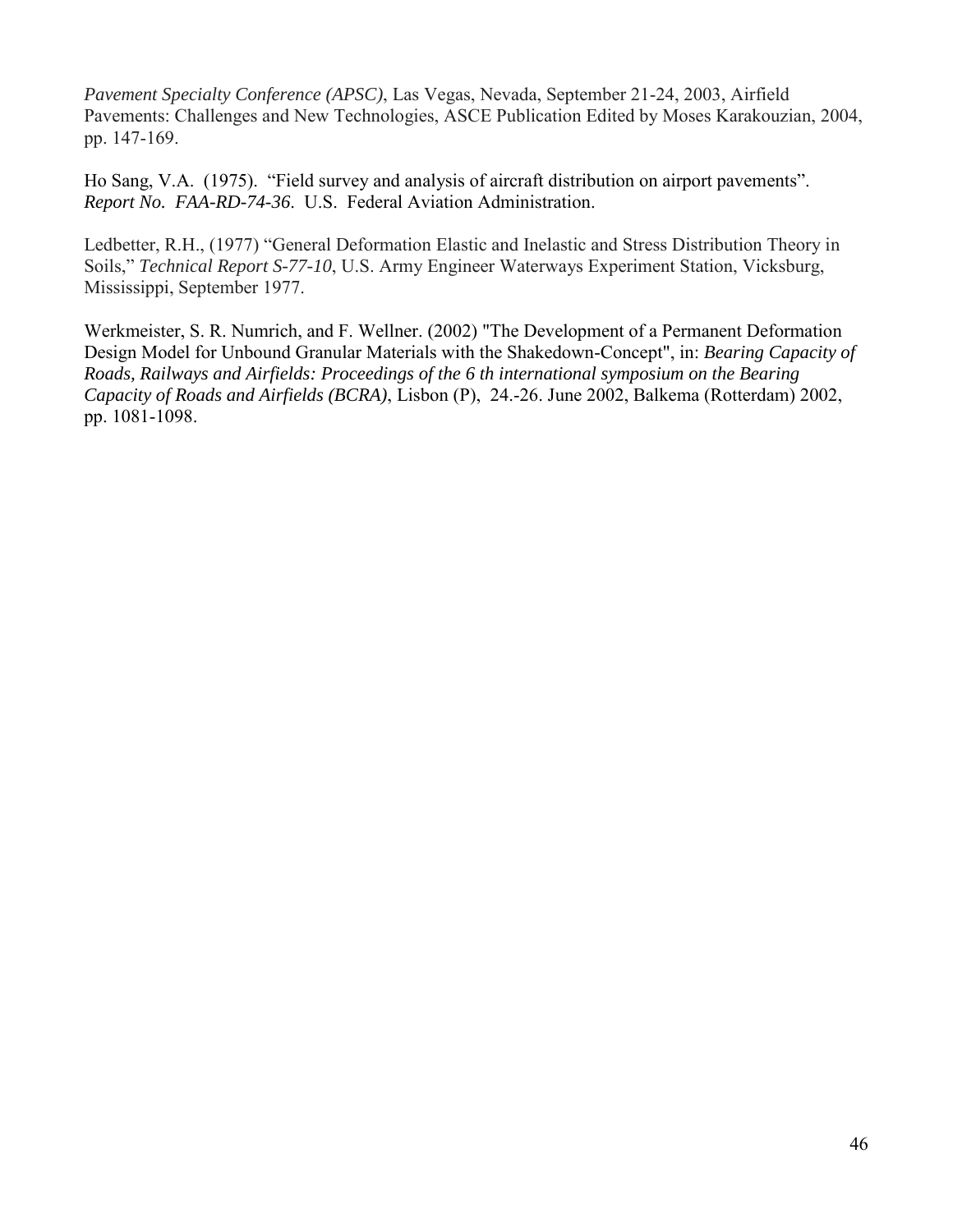*Pavement Specialty Conference (APSC)*, Las Vegas, Nevada, September 21-24, 2003, Airfield Pavements: Challenges and New Technologies, ASCE Publication Edited by Moses Karakouzian, 2004, pp. 147-169.

Ho Sang, V.A. (1975). "Field survey and analysis of aircraft distribution on airport pavements". *Report No. FAA-RD-74-36*. U.S. Federal Aviation Administration.

Ledbetter, R.H., (1977) "General Deformation Elastic and Inelastic and Stress Distribution Theory in Soils," *Technical Report S-77-10*, U.S. Army Engineer Waterways Experiment Station, Vicksburg, Mississippi, September 1977.

Werkmeister, S. R. Numrich, and F. Wellner. (2002) "The Development of a Permanent Deformation Design Model for Unbound Granular Materials with the Shakedown-Concept", in: *Bearing Capacity of Roads, Railways and Airfields: Proceedings of the 6 th international symposium on the Bearing Capacity of Roads and Airfields (BCRA)*, Lisbon (P), 24.-26. June 2002, Balkema (Rotterdam) 2002, pp. 1081-1098.